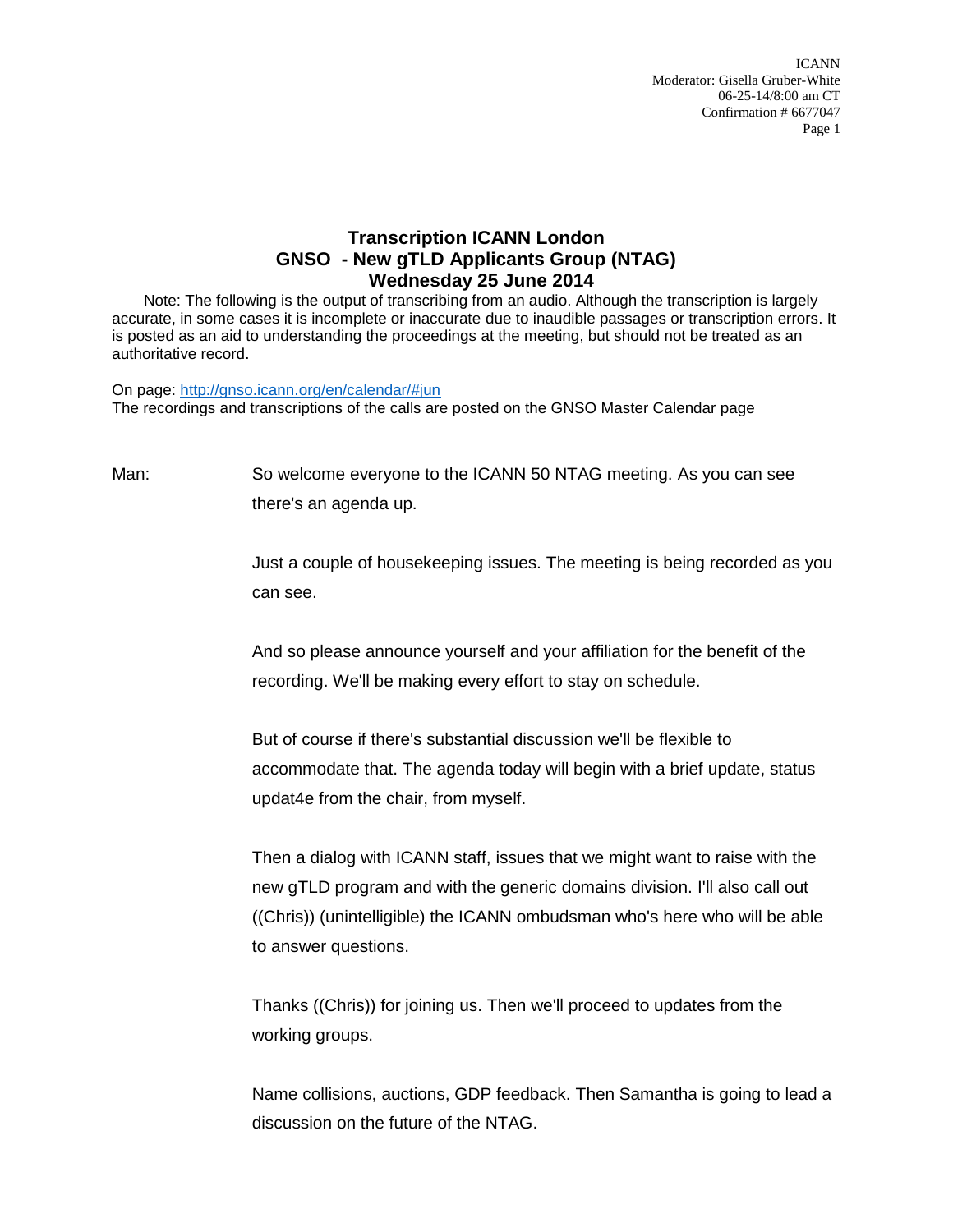# Transcription ICANN London
# GNSO - New gTLD Applicants Group (NTAG)
# Wednesday 25 June 2014

Note: The following is the output of transcribing from an audio. Although the transcription is largely accurate, in some cases it is incomplete or inaccurate due to inaudible passages or transcription errors. It is posted as an aid to understanding the proceedings at the meeting, but should not be treated as an authoritative record.

On page: http://gnso.icann.org/en/calendar/#jun
The recordings and transcriptions of the calls are posted on the GNSO Master Calendar page

Man: So welcome everyone to the ICANN 50 NTAG meeting. As you can see there's an agenda up.

Just a couple of housekeeping issues. The meeting is being recorded as you can see.

And so please announce yourself and your affiliation for the benefit of the recording. We'll be making every effort to stay on schedule.

But of course if there's substantial discussion we'll be flexible to accommodate that. The agenda today will begin with a brief update, status updat4e from the chair, from myself.

Then a dialog with ICANN staff, issues that we might want to raise with the new gTLD program and with the generic domains division. I'll also call out ((Chris)) (unintelligible) the ICANN ombudsman who's here who will be able to answer questions.

Thanks ((Chris)) for joining us. Then we'll proceed to updates from the working groups.

Name collisions, auctions, GDP feedback. Then Samantha is going to lead a discussion on the future of the NTAG.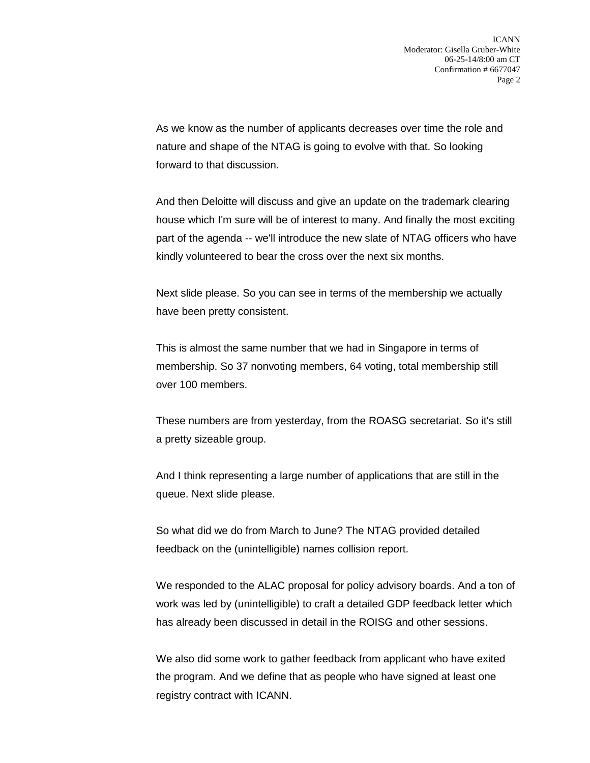As we know as the number of applicants decreases over time the role and nature and shape of the NTAG is going to evolve with that. So looking forward to that discussion.

And then Deloitte will discuss and give an update on the trademark clearing house which I'm sure will be of interest to many. And finally the most exciting part of the agenda -- we'll introduce the new slate of NTAG officers who have kindly volunteered to bear the cross over the next six months.

Next slide please. So you can see in terms of the membership we actually have been pretty consistent.

This is almost the same number that we had in Singapore in terms of membership. So 37 nonvoting members, 64 voting, total membership still over 100 members.

These numbers are from yesterday, from the ROASG secretariat. So it's still a pretty sizeable group.

And I think representing a large number of applications that are still in the queue. Next slide please.

So what did we do from March to June? The NTAG provided detailed feedback on the (unintelligible) names collision report.

We responded to the ALAC proposal for policy advisory boards. And a ton of work was led by (unintelligible) to craft a detailed GDP feedback letter which has already been discussed in detail in the ROISG and other sessions.

We also did some work to gather feedback from applicant who have exited the program. And we define that as people who have signed at least one registry contract with ICANN.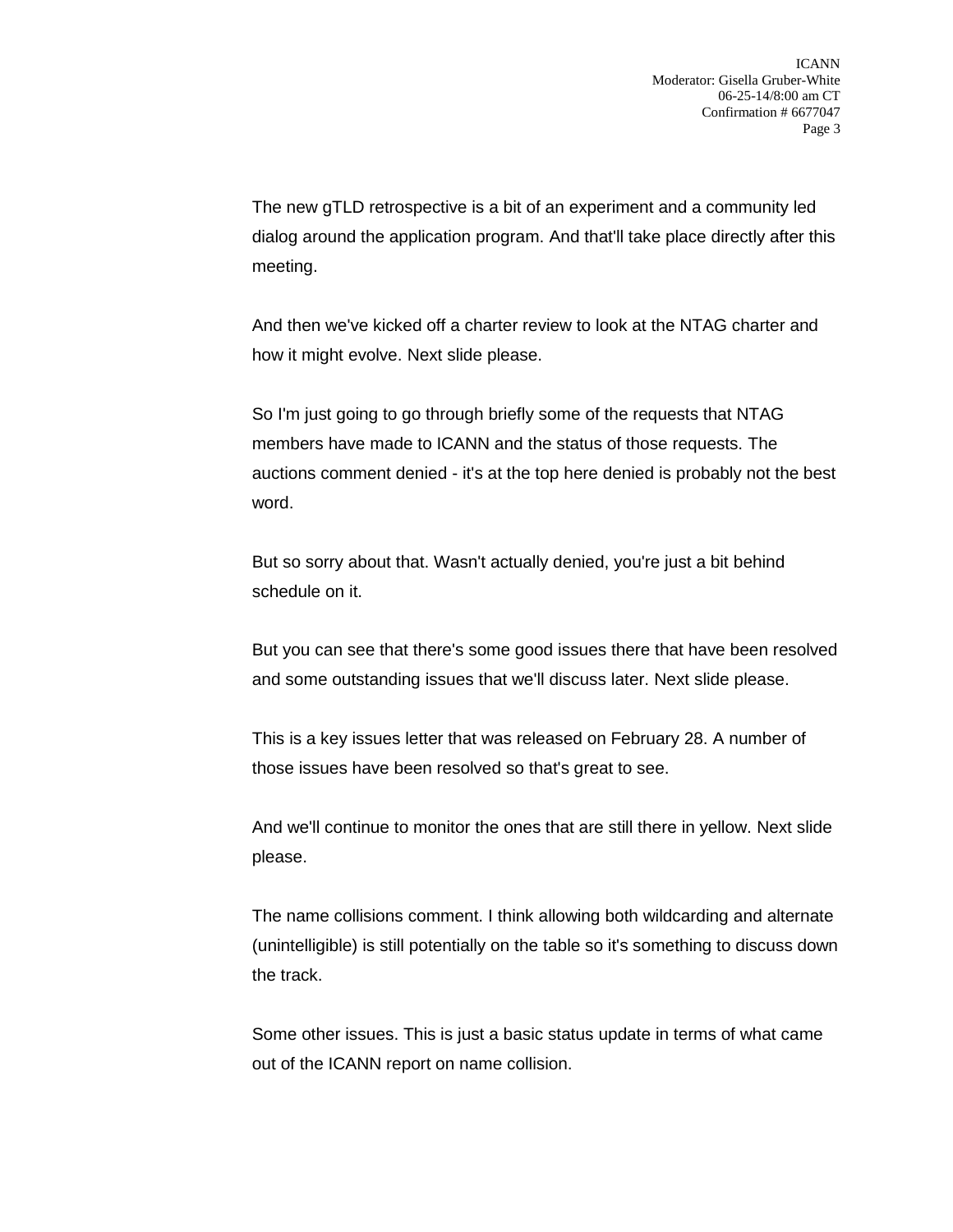The new gTLD retrospective is a bit of an experiment and a community led dialog around the application program. And that'll take place directly after this meeting.

And then we've kicked off a charter review to look at the NTAG charter and how it might evolve. Next slide please.

So I'm just going to go through briefly some of the requests that NTAG members have made to ICANN and the status of those requests. The auctions comment denied - it's at the top here denied is probably not the best word.

But so sorry about that. Wasn't actually denied, you're just a bit behind schedule on it.

But you can see that there's some good issues there that have been resolved and some outstanding issues that we'll discuss later. Next slide please.

This is a key issues letter that was released on February 28. A number of those issues have been resolved so that's great to see.

And we'll continue to monitor the ones that are still there in yellow. Next slide please.

The name collisions comment. I think allowing both wildcarding and alternate (unintelligible) is still potentially on the table so it's something to discuss down the track.

Some other issues. This is just a basic status update in terms of what came out of the ICANN report on name collision.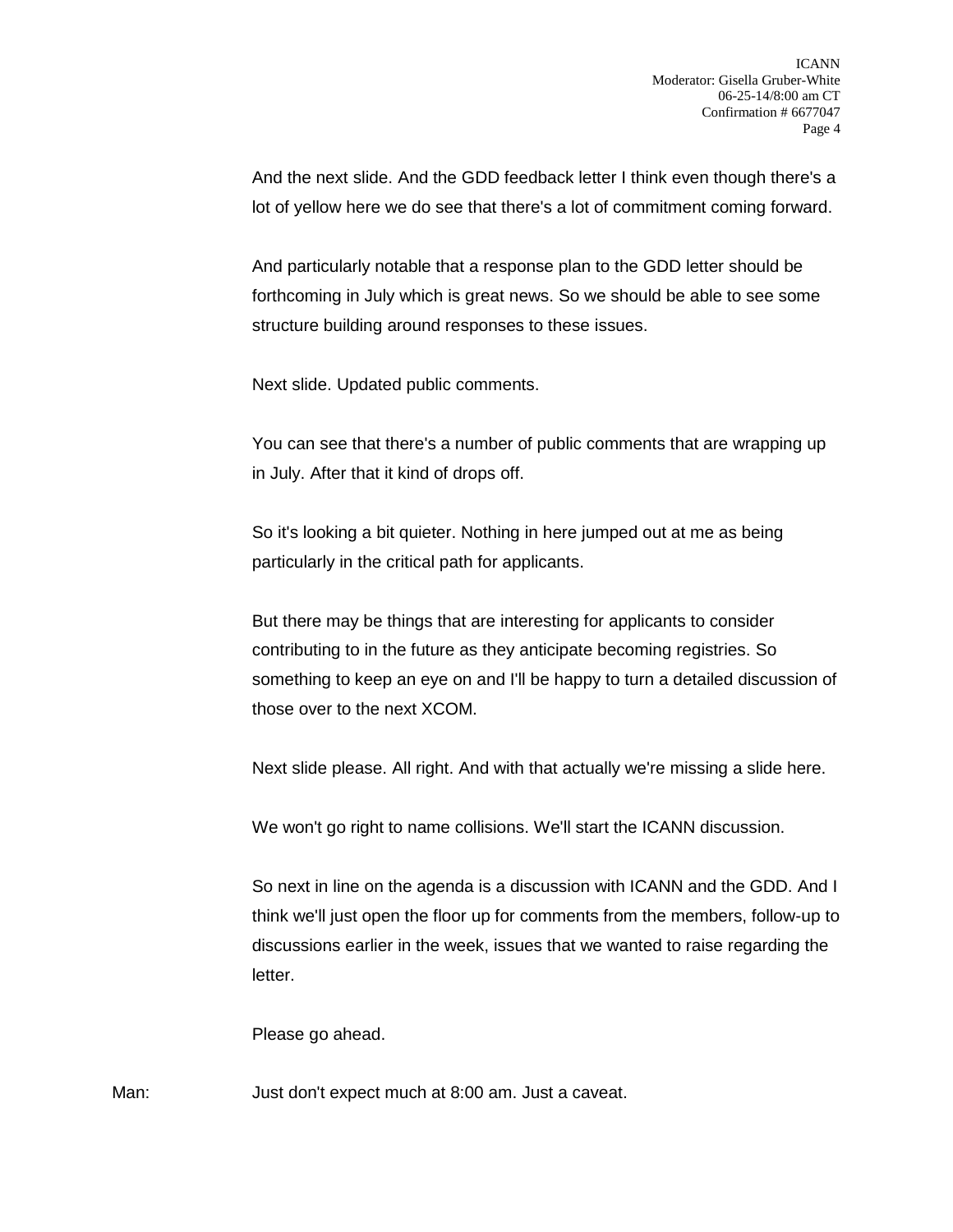And the next slide. And the GDD feedback letter I think even though there's a lot of yellow here we do see that there's a lot of commitment coming forward.

And particularly notable that a response plan to the GDD letter should be forthcoming in July which is great news. So we should be able to see some structure building around responses to these issues.

Next slide. Updated public comments.

You can see that there's a number of public comments that are wrapping up in July. After that it kind of drops off.

So it's looking a bit quieter. Nothing in here jumped out at me as being particularly in the critical path for applicants.

But there may be things that are interesting for applicants to consider contributing to in the future as they anticipate becoming registries. So something to keep an eye on and I'll be happy to turn a detailed discussion of those over to the next XCOM.

Next slide please. All right. And with that actually we're missing a slide here.

We won't go right to name collisions. We'll start the ICANN discussion.

So next in line on the agenda is a discussion with ICANN and the GDD. And I think we'll just open the floor up for comments from the members, follow-up to discussions earlier in the week, issues that we wanted to raise regarding the letter.

Please go ahead.

Man: Just don't expect much at 8:00 am. Just a caveat.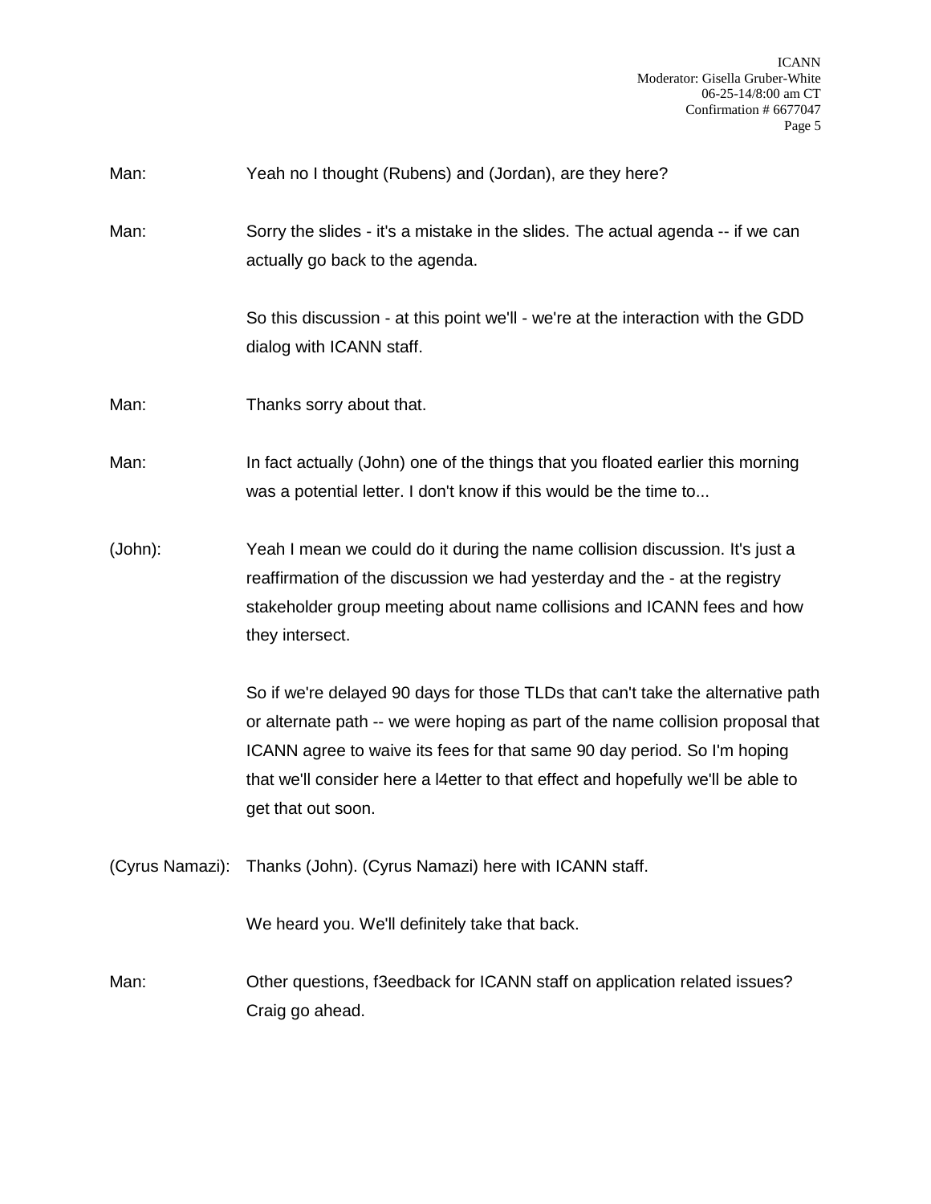Man: Yeah no I thought (Rubens) and (Jordan), are they here?

Man: Sorry the slides - it's a mistake in the slides. The actual agenda -- if we can actually go back to the agenda.

So this discussion - at this point we'll - we're at the interaction with the GDD dialog with ICANN staff.

Man: Thanks sorry about that.

Man: In fact actually (John) one of the things that you floated earlier this morning was a potential letter. I don't know if this would be the time to...

(John): Yeah I mean we could do it during the name collision discussion. It's just a reaffirmation of the discussion we had yesterday and the - at the registry stakeholder group meeting about name collisions and ICANN fees and how they intersect.

So if we're delayed 90 days for those TLDs that can't take the alternative path or alternate path -- we were hoping as part of the name collision proposal that ICANN agree to waive its fees for that same 90 day period. So I'm hoping that we'll consider here a l4etter to that effect and hopefully we'll be able to get that out soon.

(Cyrus Namazi): Thanks (John). (Cyrus Namazi) here with ICANN staff.

We heard you. We'll definitely take that back.

Man: Other questions, f3eedback for ICANN staff on application related issues? Craig go ahead.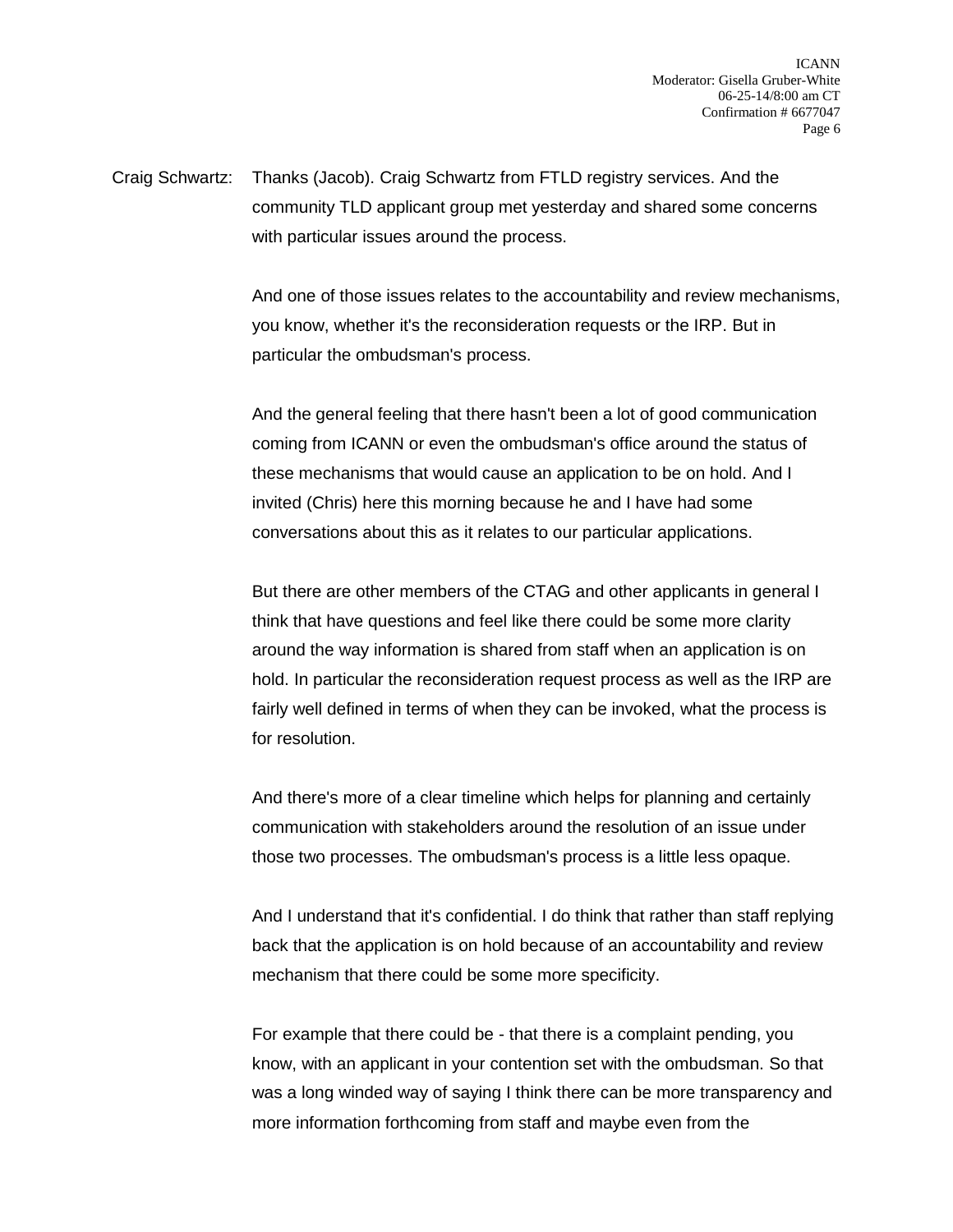Craig Schwartz: Thanks (Jacob). Craig Schwartz from FTLD registry services. And the community TLD applicant group met yesterday and shared some concerns with particular issues around the process.

And one of those issues relates to the accountability and review mechanisms, you know, whether it's the reconsideration requests or the IRP. But in particular the ombudsman's process.

And the general feeling that there hasn't been a lot of good communication coming from ICANN or even the ombudsman's office around the status of these mechanisms that would cause an application to be on hold. And I invited (Chris) here this morning because he and I have had some conversations about this as it relates to our particular applications.

But there are other members of the CTAG and other applicants in general I think that have questions and feel like there could be some more clarity around the way information is shared from staff when an application is on hold. In particular the reconsideration request process as well as the IRP are fairly well defined in terms of when they can be invoked, what the process is for resolution.

And there's more of a clear timeline which helps for planning and certainly communication with stakeholders around the resolution of an issue under those two processes. The ombudsman's process is a little less opaque.

And I understand that it's confidential. I do think that rather than staff replying back that the application is on hold because of an accountability and review mechanism that there could be some more specificity.

For example that there could be - that there is a complaint pending, you know, with an applicant in your contention set with the ombudsman. So that was a long winded way of saying I think there can be more transparency and more information forthcoming from staff and maybe even from the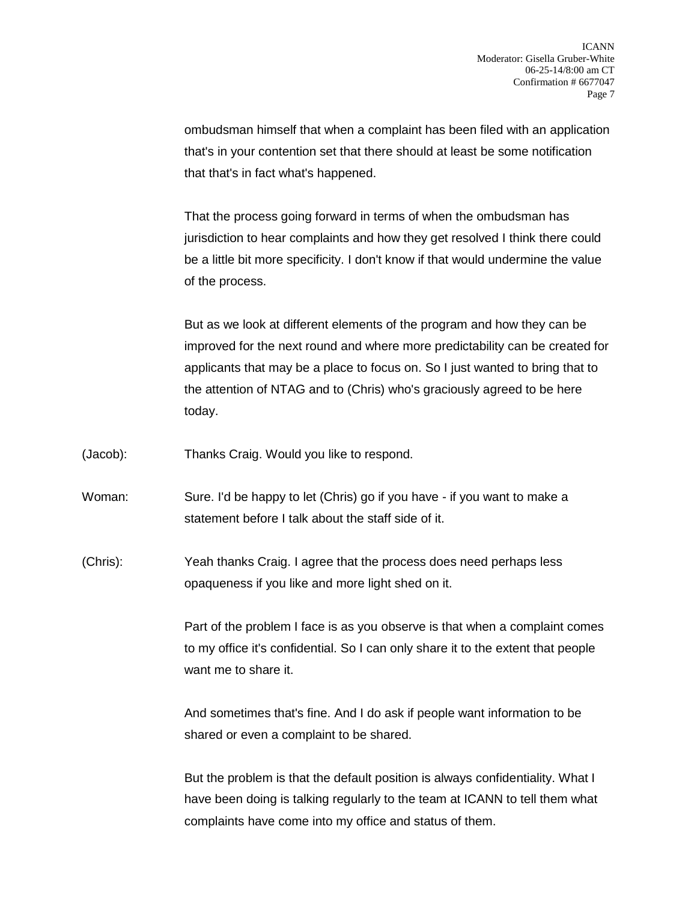ombudsman himself that when a complaint has been filed with an application that's in your contention set that there should at least be some notification that that's in fact what's happened.

That the process going forward in terms of when the ombudsman has jurisdiction to hear complaints and how they get resolved I think there could be a little bit more specificity. I don't know if that would undermine the value of the process.

But as we look at different elements of the program and how they can be improved for the next round and where more predictability can be created for applicants that may be a place to focus on. So I just wanted to bring that to the attention of NTAG and to (Chris) who's graciously agreed to be here today.

(Jacob): Thanks Craig. Would you like to respond.

Woman: Sure. I'd be happy to let (Chris) go if you have - if you want to make a statement before I talk about the staff side of it.

(Chris): Yeah thanks Craig. I agree that the process does need perhaps less opaqueness if you like and more light shed on it.

Part of the problem I face is as you observe is that when a complaint comes to my office it's confidential. So I can only share it to the extent that people want me to share it.

And sometimes that's fine. And I do ask if people want information to be shared or even a complaint to be shared.

But the problem is that the default position is always confidentiality. What I have been doing is talking regularly to the team at ICANN to tell them what complaints have come into my office and status of them.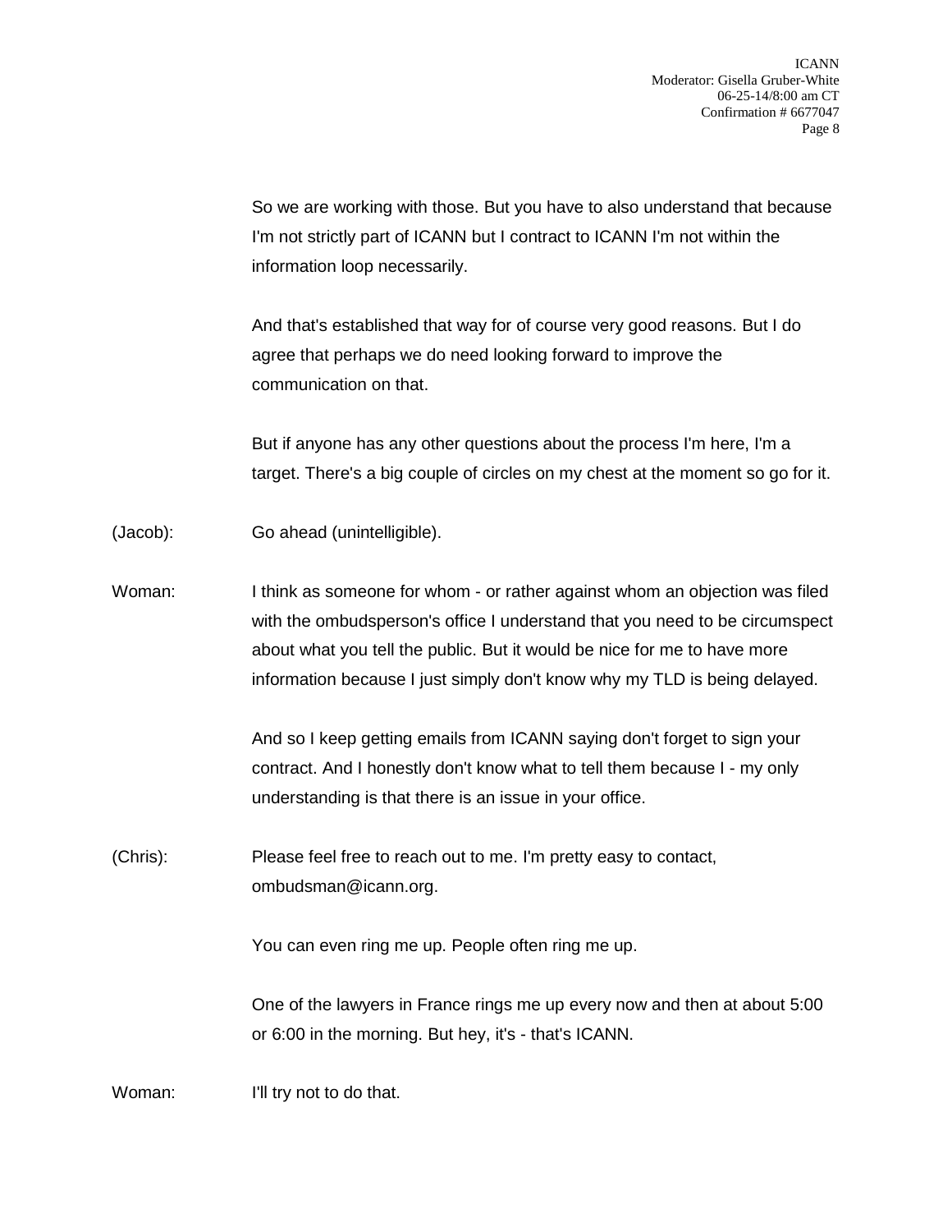So we are working with those. But you have to also understand that because I'm not strictly part of ICANN but I contract to ICANN I'm not within the information loop necessarily.

And that's established that way for of course very good reasons. But I do agree that perhaps we do need looking forward to improve the communication on that.

But if anyone has any other questions about the process I'm here, I'm a target. There's a big couple of circles on my chest at the moment so go for it.

(Jacob): Go ahead (unintelligible).

Woman: I think as someone for whom - or rather against whom an objection was filed with the ombudsperson's office I understand that you need to be circumspect about what you tell the public. But it would be nice for me to have more information because I just simply don't know why my TLD is being delayed.

And so I keep getting emails from ICANN saying don't forget to sign your contract. And I honestly don't know what to tell them because I - my only understanding is that there is an issue in your office.

(Chris): Please feel free to reach out to me. I'm pretty easy to contact, ombudsman@icann.org.

You can even ring me up. People often ring me up.

One of the lawyers in France rings me up every now and then at about 5:00 or 6:00 in the morning. But hey, it's - that's ICANN.

Woman: I'll try not to do that.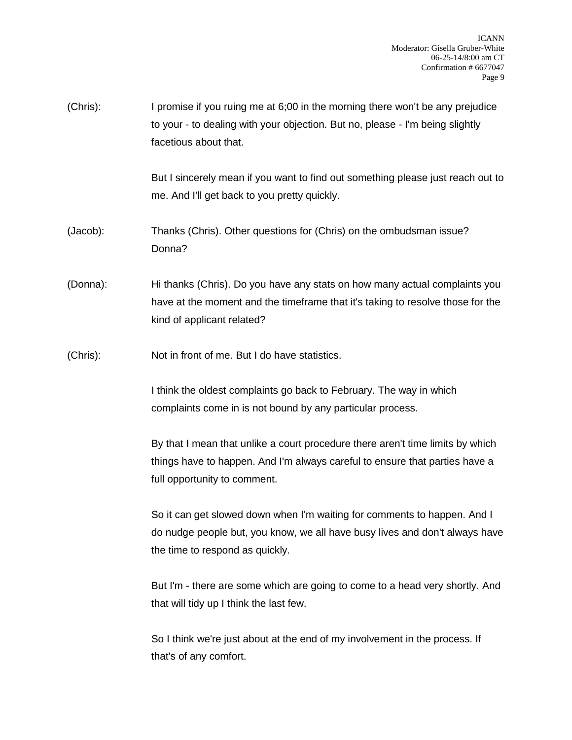(Chris): I promise if you ruing me at 6;00 in the morning there won't be any prejudice to your - to dealing with your objection. But no, please - I'm being slightly facetious about that.

But I sincerely mean if you want to find out something please just reach out to me. And I'll get back to you pretty quickly.

(Jacob): Thanks (Chris). Other questions for (Chris) on the ombudsman issue? Donna?

(Donna): Hi thanks (Chris). Do you have any stats on how many actual complaints you have at the moment and the timeframe that it's taking to resolve those for the kind of applicant related?

(Chris): Not in front of me. But I do have statistics.

I think the oldest complaints go back to February. The way in which complaints come in is not bound by any particular process.

By that I mean that unlike a court procedure there aren't time limits by which things have to happen. And I'm always careful to ensure that parties have a full opportunity to comment.

So it can get slowed down when I'm waiting for comments to happen. And I do nudge people but, you know, we all have busy lives and don't always have the time to respond as quickly.

But I'm - there are some which are going to come to a head very shortly. And that will tidy up I think the last few.

So I think we're just about at the end of my involvement in the process. If that's of any comfort.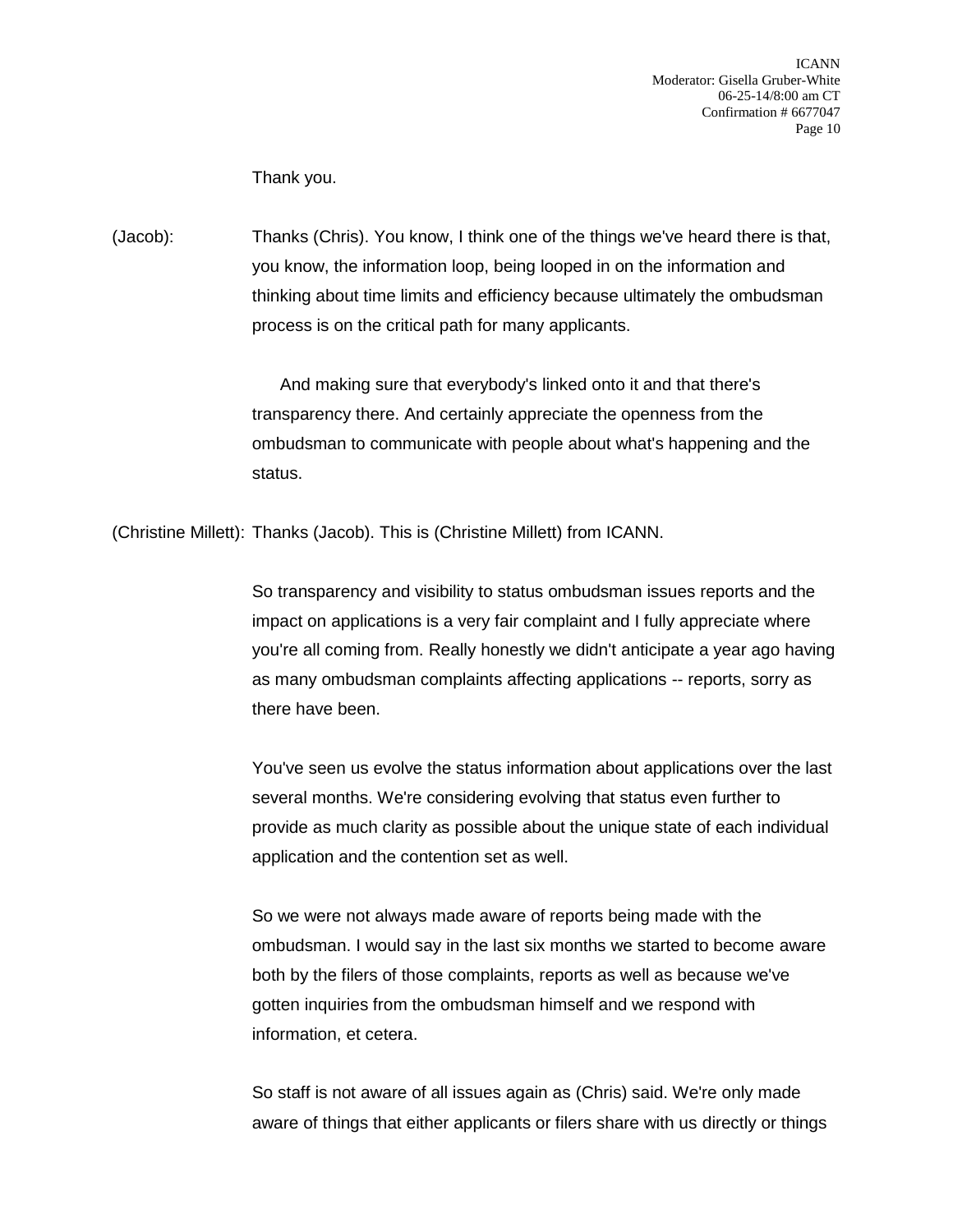Thank you.

(Jacob): Thanks (Chris). You know, I think one of the things we've heard there is that, you know, the information loop, being looped in on the information and thinking about time limits and efficiency because ultimately the ombudsman process is on the critical path for many applicants.

And making sure that everybody's linked onto it and that there's transparency there. And certainly appreciate the openness from the ombudsman to communicate with people about what's happening and the status.

(Christine Millett): Thanks (Jacob). This is (Christine Millett) from ICANN.

So transparency and visibility to status ombudsman issues reports and the impact on applications is a very fair complaint and I fully appreciate where you're all coming from. Really honestly we didn't anticipate a year ago having as many ombudsman complaints affecting applications -- reports, sorry as there have been.

You've seen us evolve the status information about applications over the last several months. We're considering evolving that status even further to provide as much clarity as possible about the unique state of each individual application and the contention set as well.

So we were not always made aware of reports being made with the ombudsman. I would say in the last six months we started to become aware both by the filers of those complaints, reports as well as because we've gotten inquiries from the ombudsman himself and we respond with information, et cetera.

So staff is not aware of all issues again as (Chris) said. We're only made aware of things that either applicants or filers share with us directly or things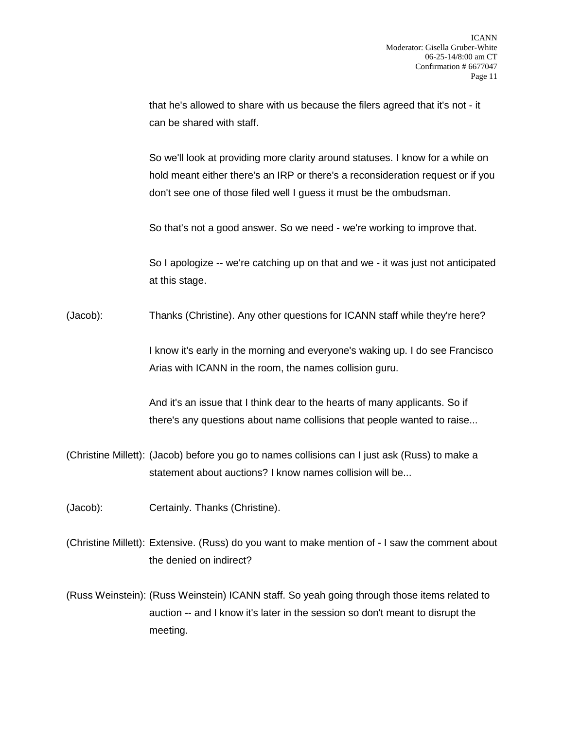that he's allowed to share with us because the filers agreed that it's not - it can be shared with staff.

So we'll look at providing more clarity around statuses. I know for a while on hold meant either there's an IRP or there's a reconsideration request or if you don't see one of those filed well I guess it must be the ombudsman.

So that's not a good answer. So we need - we're working to improve that.

So I apologize -- we're catching up on that and we - it was just not anticipated at this stage.

(Jacob): Thanks (Christine). Any other questions for ICANN staff while they're here?

I know it's early in the morning and everyone's waking up. I do see Francisco Arias with ICANN in the room, the names collision guru.

And it's an issue that I think dear to the hearts of many applicants. So if there's any questions about name collisions that people wanted to raise...

(Christine Millett): (Jacob) before you go to names collisions can I just ask (Russ) to make a statement about auctions? I know names collision will be...

(Jacob): Certainly. Thanks (Christine).

(Christine Millett): Extensive. (Russ) do you want to make mention of - I saw the comment about the denied on indirect?

(Russ Weinstein): (Russ Weinstein) ICANN staff. So yeah going through those items related to auction -- and I know it's later in the session so don't meant to disrupt the meeting.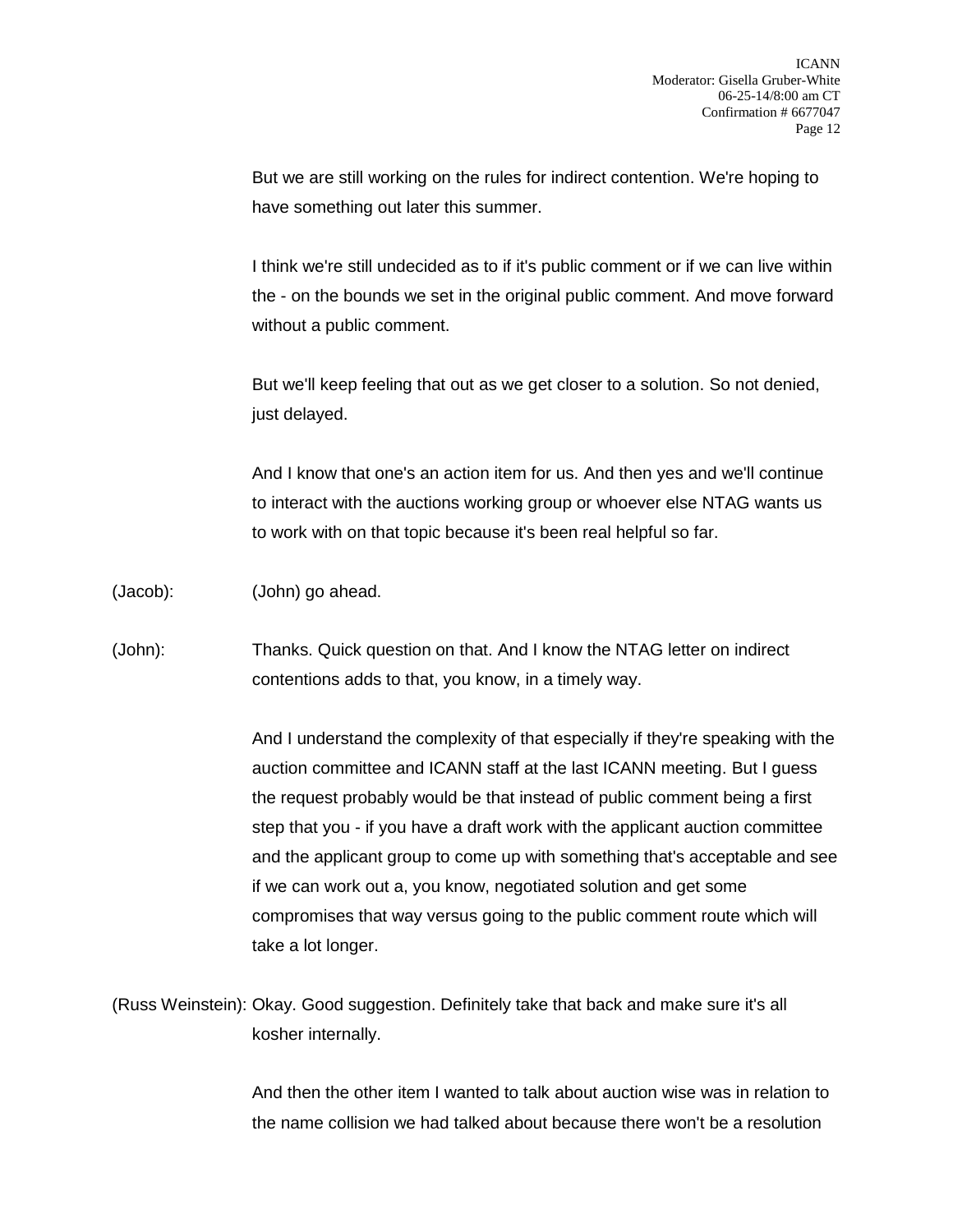But we are still working on the rules for indirect contention. We're hoping to have something out later this summer.

I think we're still undecided as to if it's public comment or if we can live within the - on the bounds we set in the original public comment. And move forward without a public comment.

But we'll keep feeling that out as we get closer to a solution. So not denied, just delayed.

And I know that one's an action item for us. And then yes and we'll continue to interact with the auctions working group or whoever else NTAG wants us to work with on that topic because it's been real helpful so far.

(Jacob): (John) go ahead.

(John): Thanks. Quick question on that. And I know the NTAG letter on indirect contentions adds to that, you know, in a timely way.

And I understand the complexity of that especially if they're speaking with the auction committee and ICANN staff at the last ICANN meeting. But I guess the request probably would be that instead of public comment being a first step that you - if you have a draft work with the applicant auction committee and the applicant group to come up with something that's acceptable and see if we can work out a, you know, negotiated solution and get some compromises that way versus going to the public comment route which will take a lot longer.

(Russ Weinstein): Okay. Good suggestion. Definitely take that back and make sure it's all kosher internally.

And then the other item I wanted to talk about auction wise was in relation to the name collision we had talked about because there won't be a resolution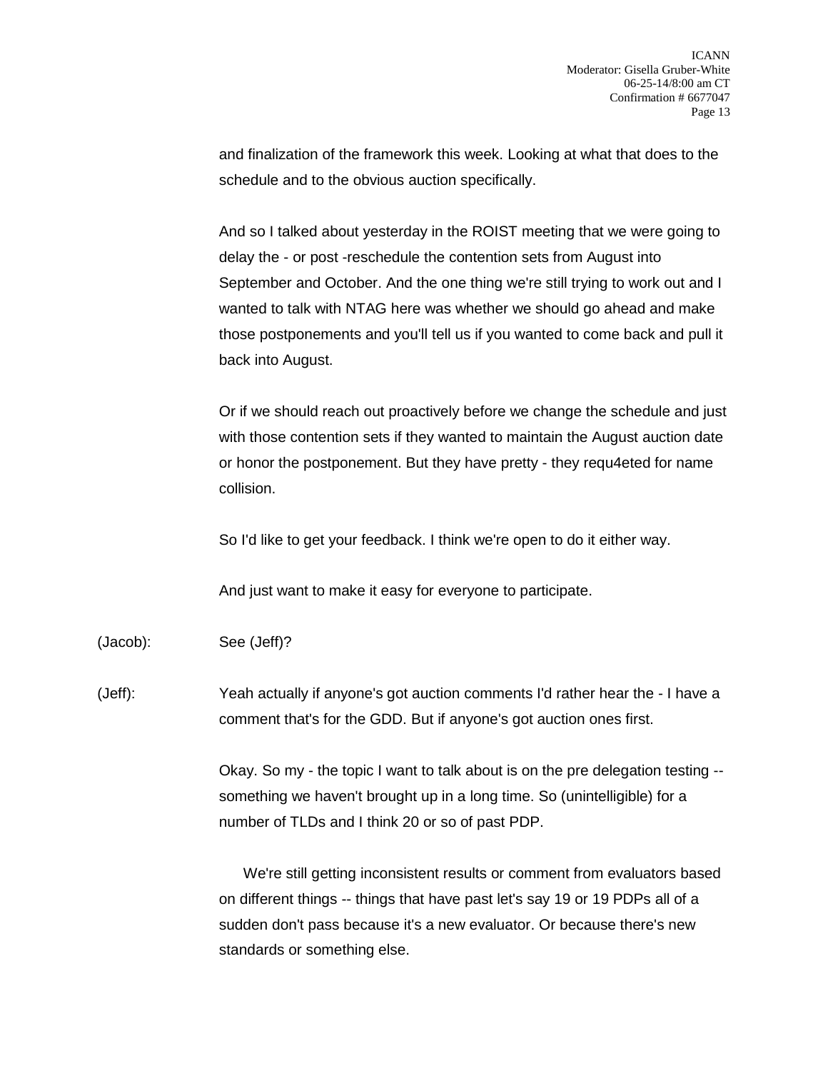and finalization of the framework this week. Looking at what that does to the schedule and to the obvious auction specifically.

And so I talked about yesterday in the ROIST meeting that we were going to delay the - or post -reschedule the contention sets from August into September and October. And the one thing we're still trying to work out and I wanted to talk with NTAG here was whether we should go ahead and make those postponements and you'll tell us if you wanted to come back and pull it back into August.

Or if we should reach out proactively before we change the schedule and just with those contention sets if they wanted to maintain the August auction date or honor the postponement. But they have pretty - they requ4eted for name collision.

So I'd like to get your feedback. I think we're open to do it either way.

And just want to make it easy for everyone to participate.

(Jacob): See (Jeff)?

(Jeff): Yeah actually if anyone's got auction comments I'd rather hear the - I have a comment that's for the GDD. But if anyone's got auction ones first.

Okay. So my - the topic I want to talk about is on the pre delegation testing -- something we haven't brought up in a long time. So (unintelligible) for a number of TLDs and I think 20 or so of past PDP.

We're still getting inconsistent results or comment from evaluators based on different things -- things that have past let's say 19 or 19 PDPs all of a sudden don't pass because it's a new evaluator. Or because there's new standards or something else.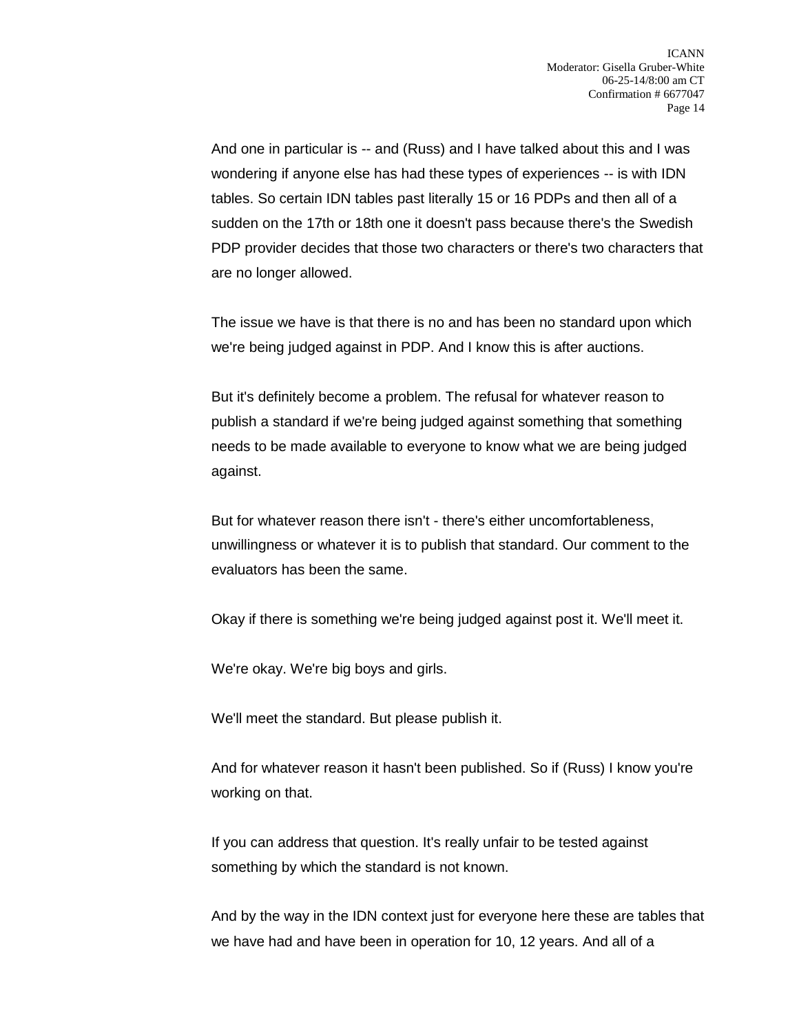And one in particular is -- and (Russ) and I have talked about this and I was wondering if anyone else has had these types of experiences -- is with IDN tables. So certain IDN tables past literally 15 or 16 PDPs and then all of a sudden on the 17th or 18th one it doesn't pass because there's the Swedish PDP provider decides that those two characters or there's two characters that are no longer allowed.

The issue we have is that there is no and has been no standard upon which we're being judged against in PDP. And I know this is after auctions.

But it's definitely become a problem. The refusal for whatever reason to publish a standard if we're being judged against something that something needs to be made available to everyone to know what we are being judged against.

But for whatever reason there isn't - there's either uncomfortableness, unwillingness or whatever it is to publish that standard. Our comment to the evaluators has been the same.

Okay if there is something we're being judged against post it. We'll meet it.

We're okay. We're big boys and girls.

We'll meet the standard. But please publish it.

And for whatever reason it hasn't been published. So if (Russ) I know you're working on that.

If you can address that question. It's really unfair to be tested against something by which the standard is not known.

And by the way in the IDN context just for everyone here these are tables that we have had and have been in operation for 10, 12 years. And all of a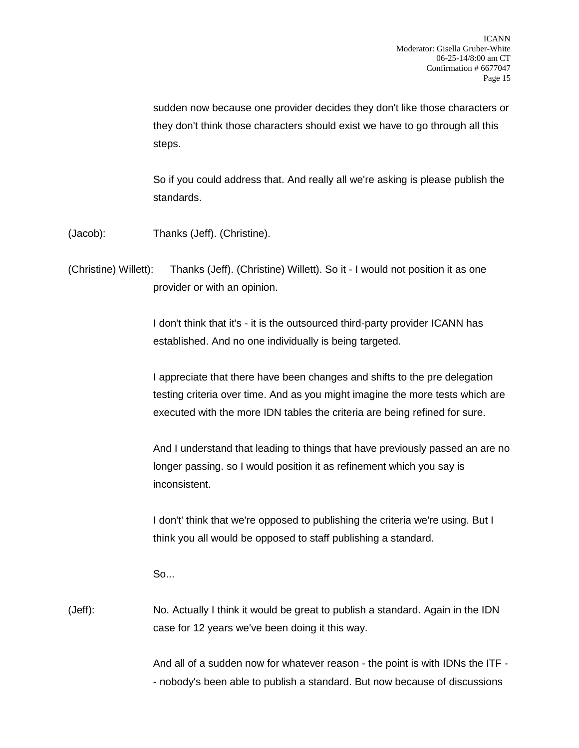sudden now because one provider decides they don't like those characters or they don't think those characters should exist we have to go through all this steps.

So if you could address that. And really all we're asking is please publish the standards.

(Jacob): Thanks (Jeff). (Christine).

(Christine) Willett: Thanks (Jeff). (Christine) Willett). So it - I would not position it as one provider or with an opinion.

I don't think that it's - it is the outsourced third-party provider ICANN has established. And no one individually is being targeted.

I appreciate that there have been changes and shifts to the pre delegation testing criteria over time. And as you might imagine the more tests which are executed with the more IDN tables the criteria are being refined for sure.

And I understand that leading to things that have previously passed an are no longer passing. so I would position it as refinement which you say is inconsistent.

I don't' think that we're opposed to publishing the criteria we're using. But I think you all would be opposed to staff publishing a standard.

So...

(Jeff): No. Actually I think it would be great to publish a standard. Again in the IDN case for 12 years we've been doing it this way.

And all of a sudden now for whatever reason - the point is with IDNs the ITF -- nobody's been able to publish a standard. But now because of discussions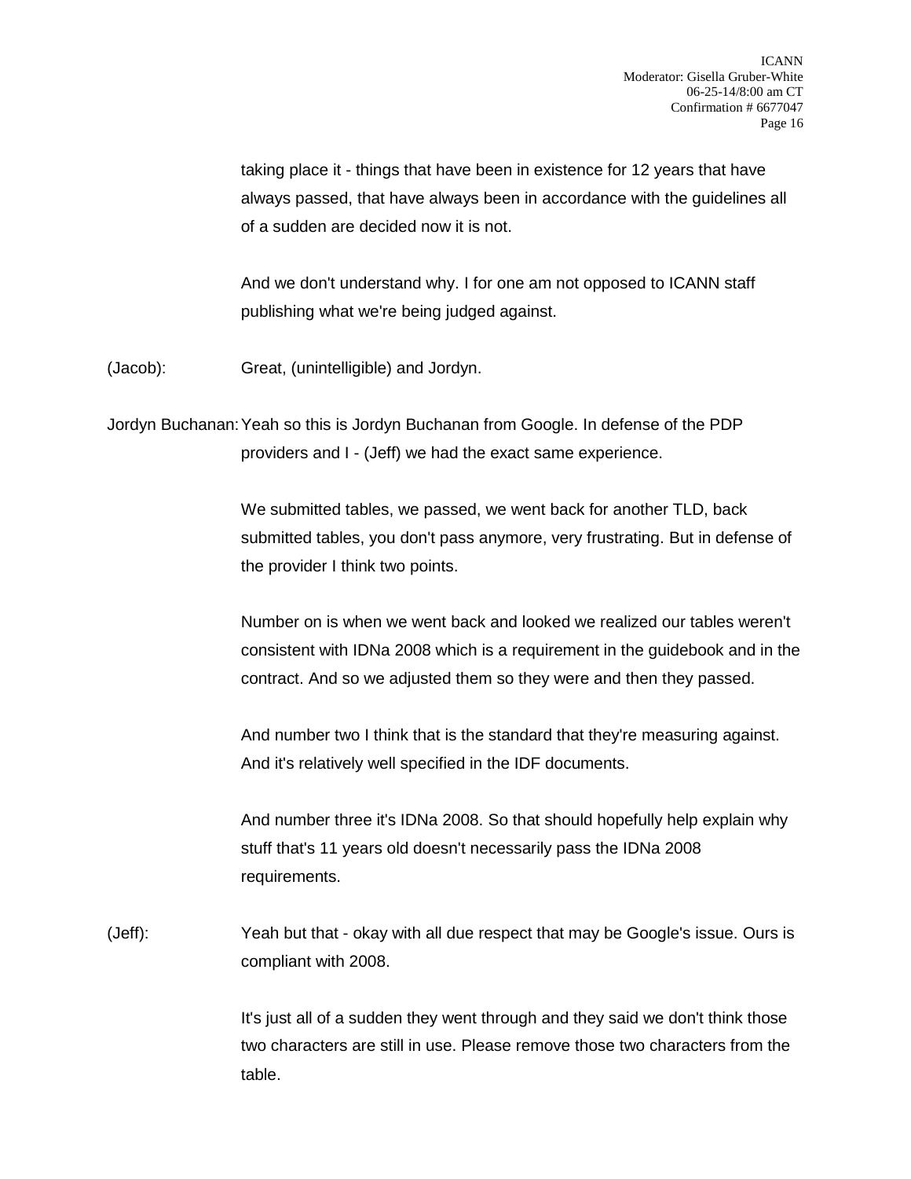taking place it - things that have been in existence for 12 years that have always passed, that have always been in accordance with the guidelines all of a sudden are decided now it is not.

And we don't understand why. I for one am not opposed to ICANN staff publishing what we're being judged against.

(Jacob): Great, (unintelligible) and Jordyn.

Jordyn Buchanan: Yeah so this is Jordyn Buchanan from Google. In defense of the PDP providers and I - (Jeff) we had the exact same experience.

We submitted tables, we passed, we went back for another TLD, back submitted tables, you don't pass anymore, very frustrating. But in defense of the provider I think two points.

Number on is when we went back and looked we realized our tables weren't consistent with IDNa 2008 which is a requirement in the guidebook and in the contract. And so we adjusted them so they were and then they passed.

And number two I think that is the standard that they're measuring against. And it's relatively well specified in the IDF documents.

And number three it's IDNa 2008. So that should hopefully help explain why stuff that's 11 years old doesn't necessarily pass the IDNa 2008 requirements.

(Jeff): Yeah but that - okay with all due respect that may be Google's issue. Ours is compliant with 2008.

It's just all of a sudden they went through and they said we don't think those two characters are still in use. Please remove those two characters from the table.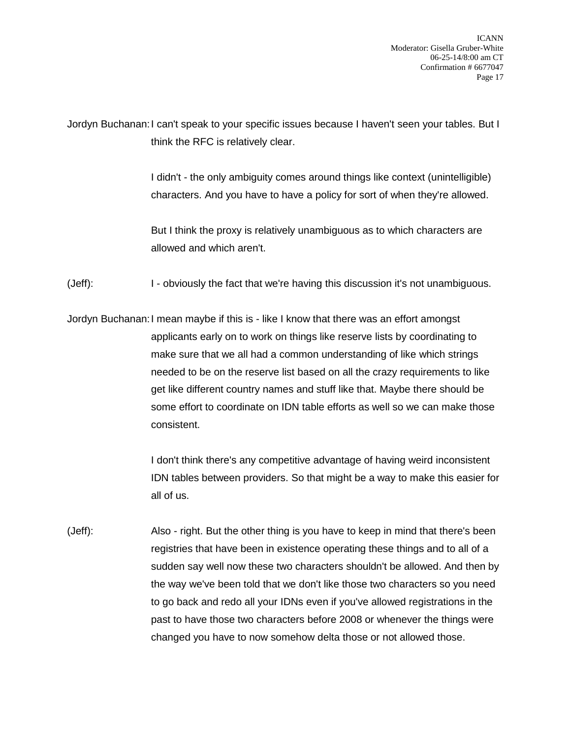Jordyn Buchanan: I can't speak to your specific issues because I haven't seen your tables. But I think the RFC is relatively clear.

I didn't - the only ambiguity comes around things like context (unintelligible) characters. And you have to have a policy for sort of when they're allowed.

But I think the proxy is relatively unambiguous as to which characters are allowed and which aren't.

(Jeff): I - obviously the fact that we're having this discussion it's not unambiguous.

Jordyn Buchanan: I mean maybe if this is - like I know that there was an effort amongst applicants early on to work on things like reserve lists by coordinating to make sure that we all had a common understanding of like which strings needed to be on the reserve list based on all the crazy requirements to like get like different country names and stuff like that. Maybe there should be some effort to coordinate on IDN table efforts as well so we can make those consistent.

I don't think there's any competitive advantage of having weird inconsistent IDN tables between providers. So that might be a way to make this easier for all of us.

(Jeff): Also - right. But the other thing is you have to keep in mind that there's been registries that have been in existence operating these things and to all of a sudden say well now these two characters shouldn't be allowed. And then by the way we've been told that we don't like those two characters so you need to go back and redo all your IDNs even if you've allowed registrations in the past to have those two characters before 2008 or whenever the things were changed you have to now somehow delta those or not allowed those.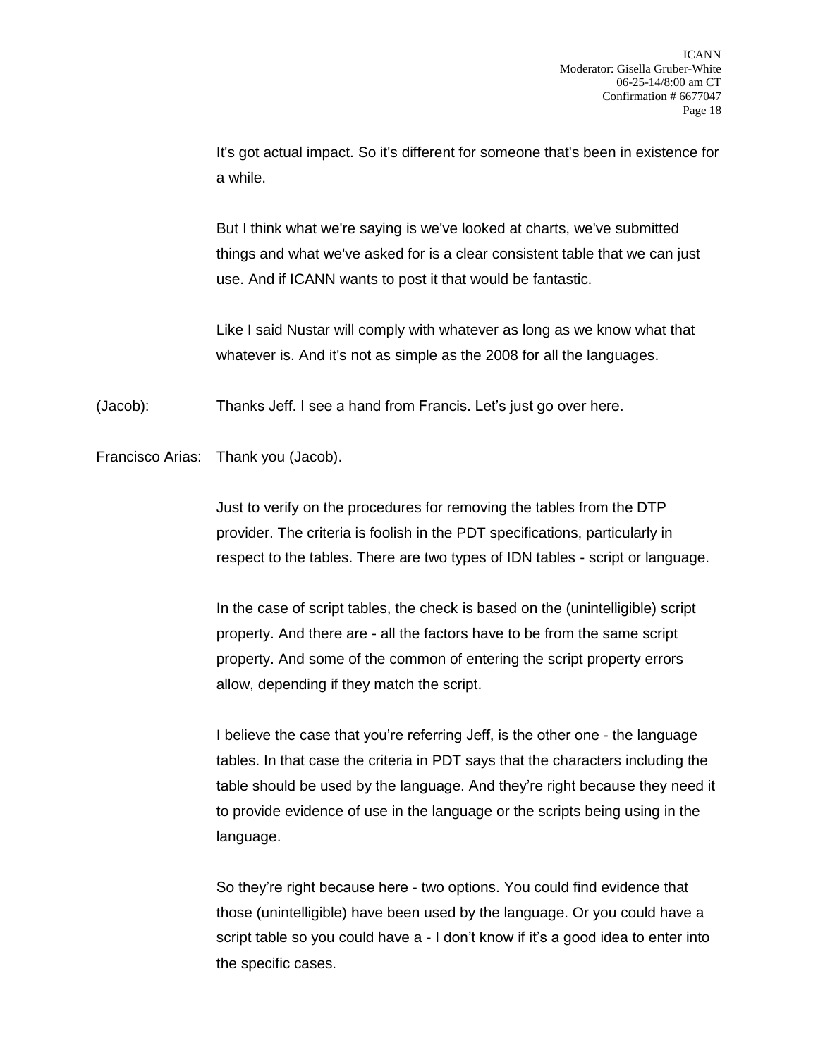It's got actual impact. So it's different for someone that's been in existence for a while.

But I think what we're saying is we've looked at charts, we've submitted things and what we've asked for is a clear consistent table that we can just use. And if ICANN wants to post it that would be fantastic.

Like I said Nustar will comply with whatever as long as we know what that whatever is. And it's not as simple as the 2008 for all the languages.

(Jacob): Thanks Jeff. I see a hand from Francis. Let’s just go over here.

Francisco Arias: Thank you (Jacob).

Just to verify on the procedures for removing the tables from the DTP provider. The criteria is foolish in the PDT specifications, particularly in respect to the tables. There are two types of IDN tables - script or language.

In the case of script tables, the check is based on the (unintelligible) script property. And there are - all the factors have to be from the same script property. And some of the common of entering the script property errors allow, depending if they match the script.

I believe the case that you’re referring Jeff, is the other one - the language tables. In that case the criteria in PDT says that the characters including the table should be used by the language. And they’re right because they need it to provide evidence of use in the language or the scripts being using in the language.

So they’re right because here - two options. You could find evidence that those (unintelligible) have been used by the language. Or you could have a script table so you could have a - I don’t know if it’s a good idea to enter into the specific cases.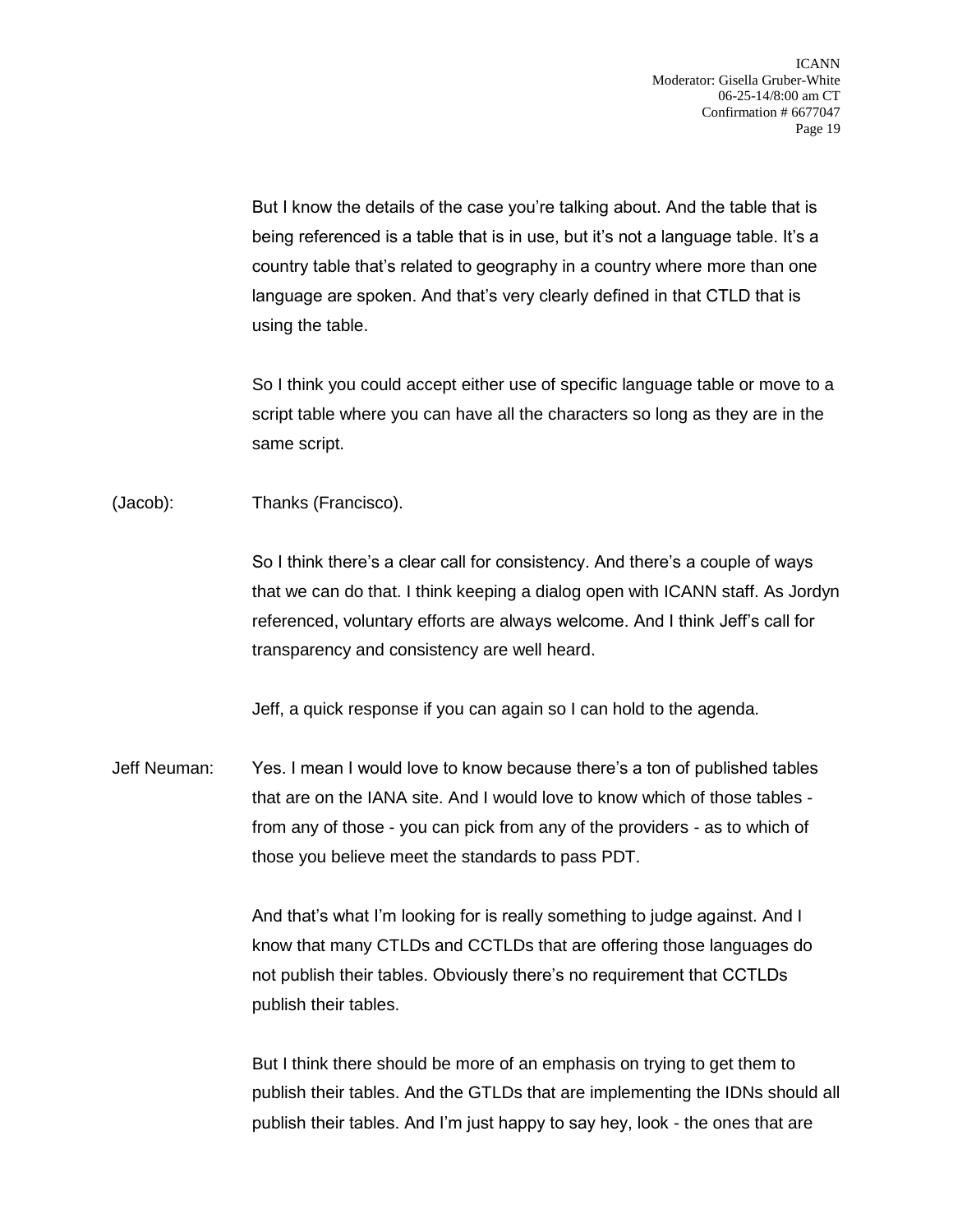But I know the details of the case you're talking about. And the table that is being referenced is a table that is in use, but it's not a language table. It's a country table that's related to geography in a country where more than one language are spoken. And that's very clearly defined in that CTLD that is using the table.

So I think you could accept either use of specific language table or move to a script table where you can have all the characters so long as they are in the same script.

(Jacob): Thanks (Francisco).

So I think there's a clear call for consistency. And there's a couple of ways that we can do that. I think keeping a dialog open with ICANN staff. As Jordyn referenced, voluntary efforts are always welcome. And I think Jeff's call for transparency and consistency are well heard.

Jeff, a quick response if you can again so I can hold to the agenda.

Jeff Neuman: Yes. I mean I would love to know because there's a ton of published tables that are on the IANA site. And I would love to know which of those tables - from any of those - you can pick from any of the providers - as to which of those you believe meet the standards to pass PDT.

And that's what I'm looking for is really something to judge against. And I know that many CTLDs and CCTLDs that are offering those languages do not publish their tables. Obviously there's no requirement that CCTLDs publish their tables.

But I think there should be more of an emphasis on trying to get them to publish their tables. And the GTLDs that are implementing the IDNs should all publish their tables. And I'm just happy to say hey, look - the ones that are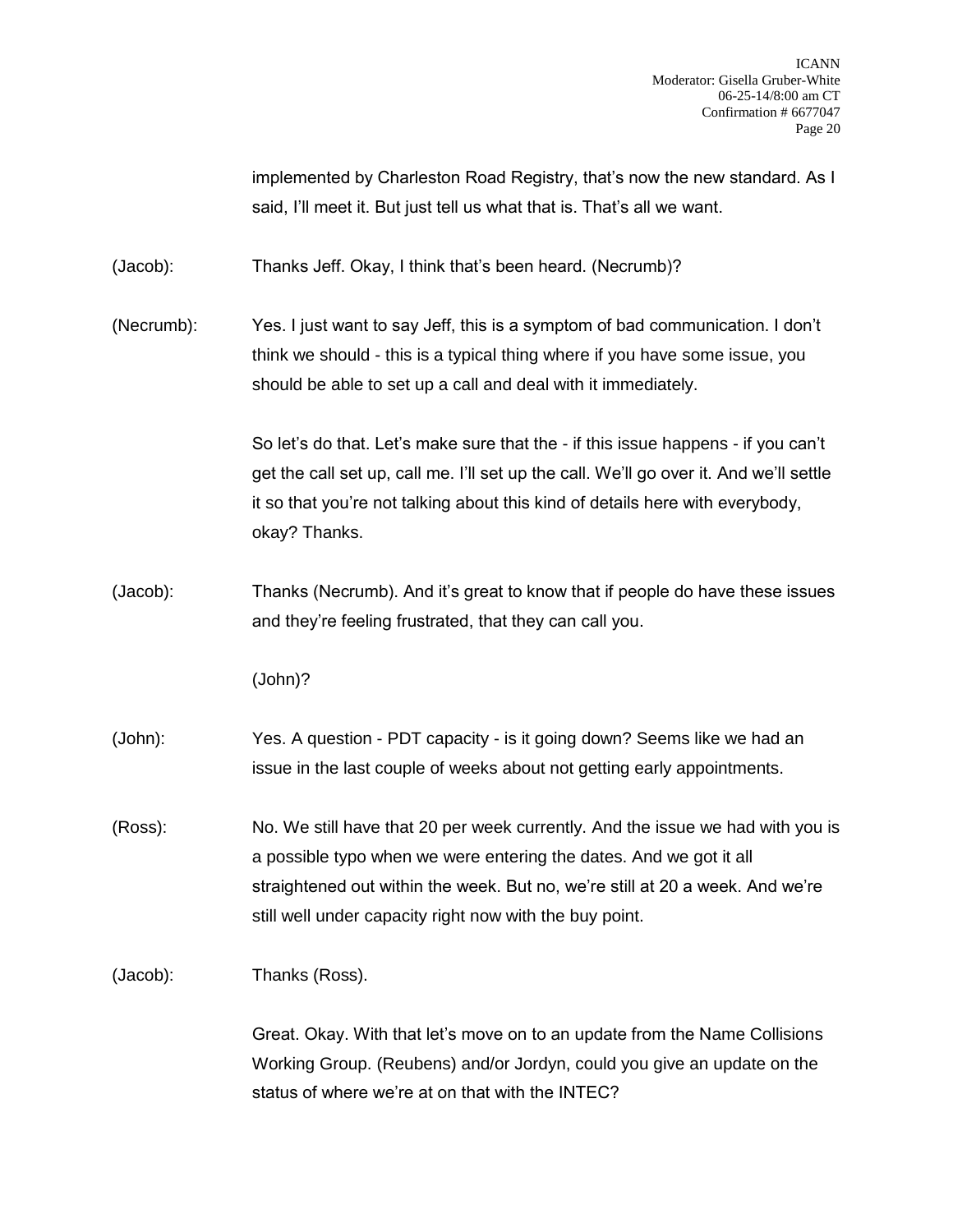implemented by Charleston Road Registry, that's now the new standard. As I said, I'll meet it. But just tell us what that is. That's all we want.

(Jacob): Thanks Jeff. Okay, I think that's been heard. (Necrumb)?

(Necrumb): Yes. I just want to say Jeff, this is a symptom of bad communication. I don't think we should - this is a typical thing where if you have some issue, you should be able to set up a call and deal with it immediately.

So let's do that. Let's make sure that the - if this issue happens - if you can't get the call set up, call me. I'll set up the call. We'll go over it. And we'll settle it so that you're not talking about this kind of details here with everybody, okay? Thanks.

(Jacob): Thanks (Necrumb). And it's great to know that if people do have these issues and they're feeling frustrated, that they can call you.

(John)?

(John): Yes. A question - PDT capacity - is it going down? Seems like we had an issue in the last couple of weeks about not getting early appointments.

(Ross): No. We still have that 20 per week currently. And the issue we had with you is a possible typo when we were entering the dates. And we got it all straightened out within the week. But no, we're still at 20 a week. And we're still well under capacity right now with the buy point.

(Jacob): Thanks (Ross).

Great. Okay. With that let's move on to an update from the Name Collisions Working Group. (Reubens) and/or Jordyn, could you give an update on the status of where we're at on that with the INTEC?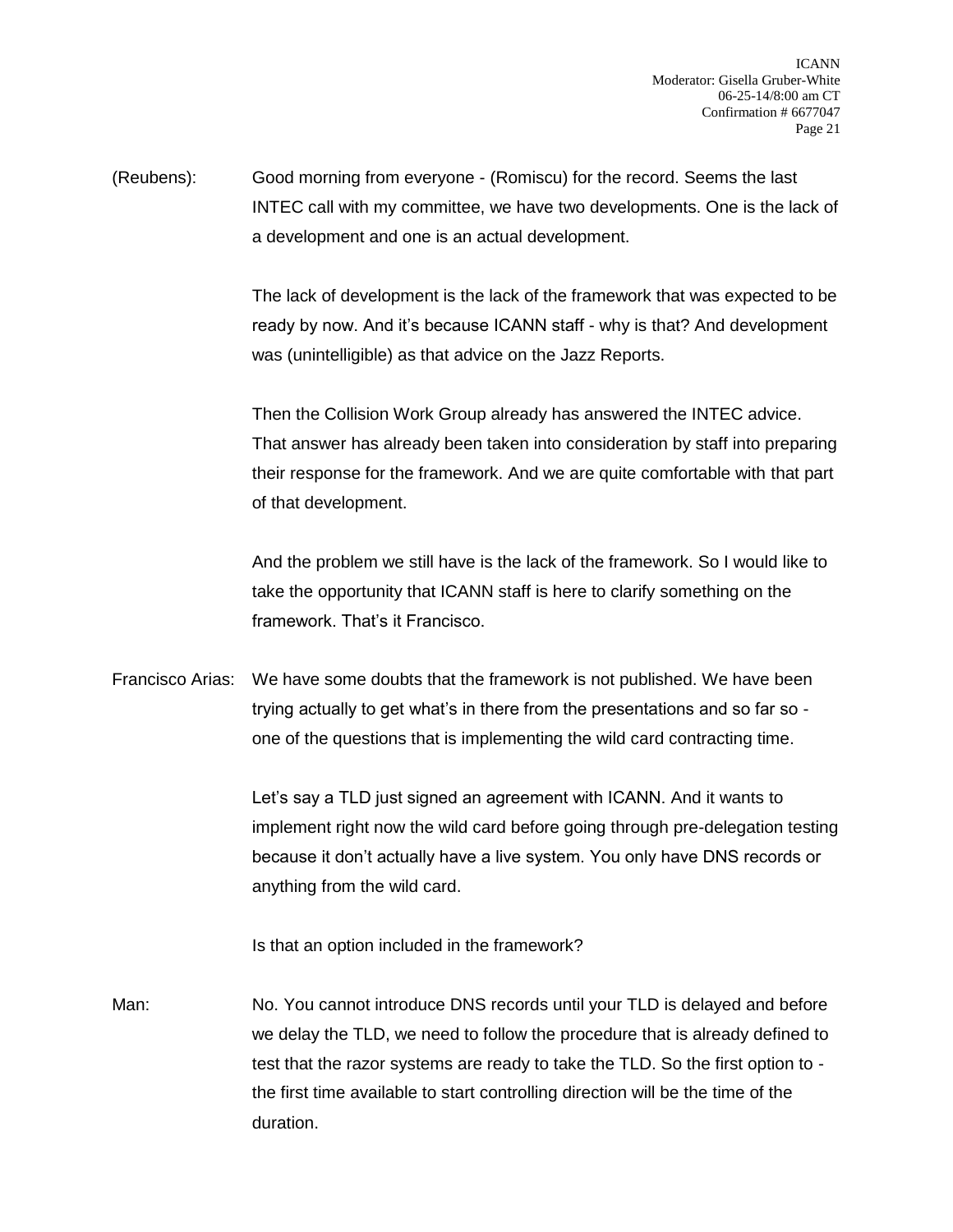(Reubens): Good morning from everyone - (Romiscu) for the record. Seems the last INTEC call with my committee, we have two developments. One is the lack of a development and one is an actual development.

The lack of development is the lack of the framework that was expected to be ready by now. And it's because ICANN staff - why is that? And development was (unintelligible) as that advice on the Jazz Reports.

Then the Collision Work Group already has answered the INTEC advice. That answer has already been taken into consideration by staff into preparing their response for the framework. And we are quite comfortable with that part of that development.

And the problem we still have is the lack of the framework. So I would like to take the opportunity that ICANN staff is here to clarify something on the framework. That's it Francisco.

Francisco Arias: We have some doubts that the framework is not published. We have been trying actually to get what's in there from the presentations and so far so - one of the questions that is implementing the wild card contracting time.

Let's say a TLD just signed an agreement with ICANN. And it wants to implement right now the wild card before going through pre-delegation testing because it don't actually have a live system. You only have DNS records or anything from the wild card.

Is that an option included in the framework?

Man: No. You cannot introduce DNS records until your TLD is delayed and before we delay the TLD, we need to follow the procedure that is already defined to test that the razor systems are ready to take the TLD. So the first option to - the first time available to start controlling direction will be the time of the duration.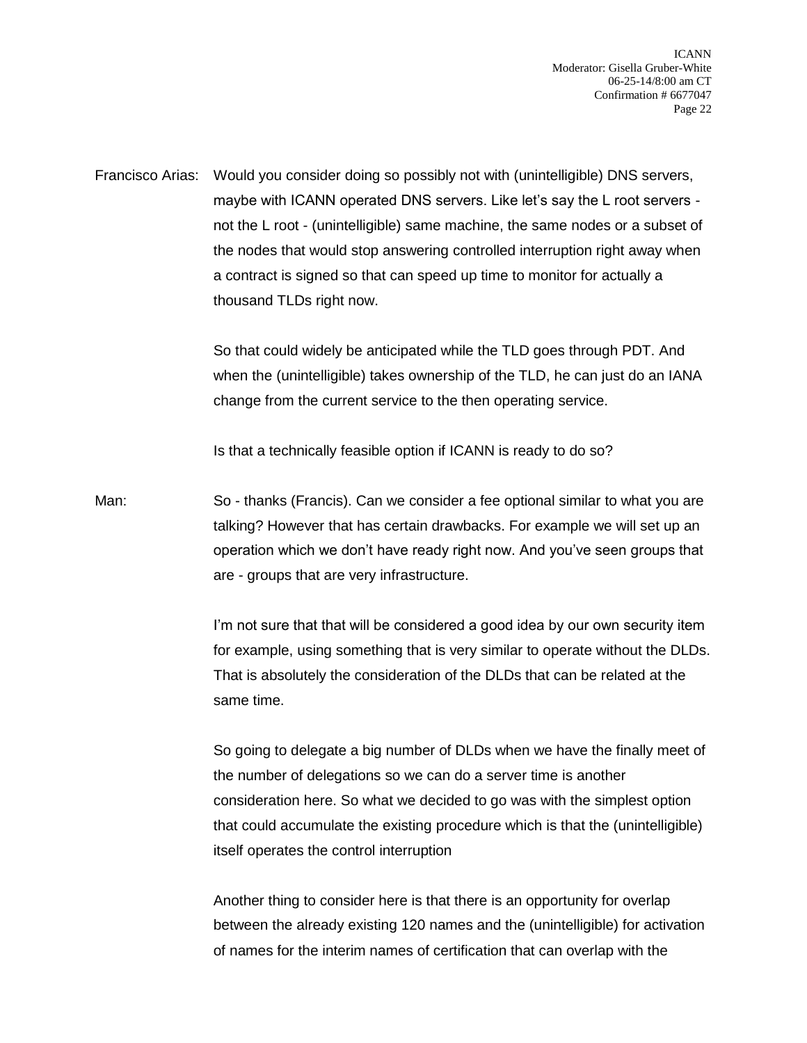Francisco Arias: Would you consider doing so possibly not with (unintelligible) DNS servers, maybe with ICANN operated DNS servers. Like let's say the L root servers - not the L root - (unintelligible) same machine, the same nodes or a subset of the nodes that would stop answering controlled interruption right away when a contract is signed so that can speed up time to monitor for actually a thousand TLDs right now.

So that could widely be anticipated while the TLD goes through PDT. And when the (unintelligible) takes ownership of the TLD, he can just do an IANA change from the current service to the then operating service.

Is that a technically feasible option if ICANN is ready to do so?

Man: So - thanks (Francis). Can we consider a fee optional similar to what you are talking? However that has certain drawbacks. For example we will set up an operation which we don't have ready right now. And you've seen groups that are - groups that are very infrastructure.

I'm not sure that that will be considered a good idea by our own security item for example, using something that is very similar to operate without the DLDs. That is absolutely the consideration of the DLDs that can be related at the same time.

So going to delegate a big number of DLDs when we have the finally meet of the number of delegations so we can do a server time is another consideration here. So what we decided to go was with the simplest option that could accumulate the existing procedure which is that the (unintelligible) itself operates the control interruption

Another thing to consider here is that there is an opportunity for overlap between the already existing 120 names and the (unintelligible) for activation of names for the interim names of certification that can overlap with the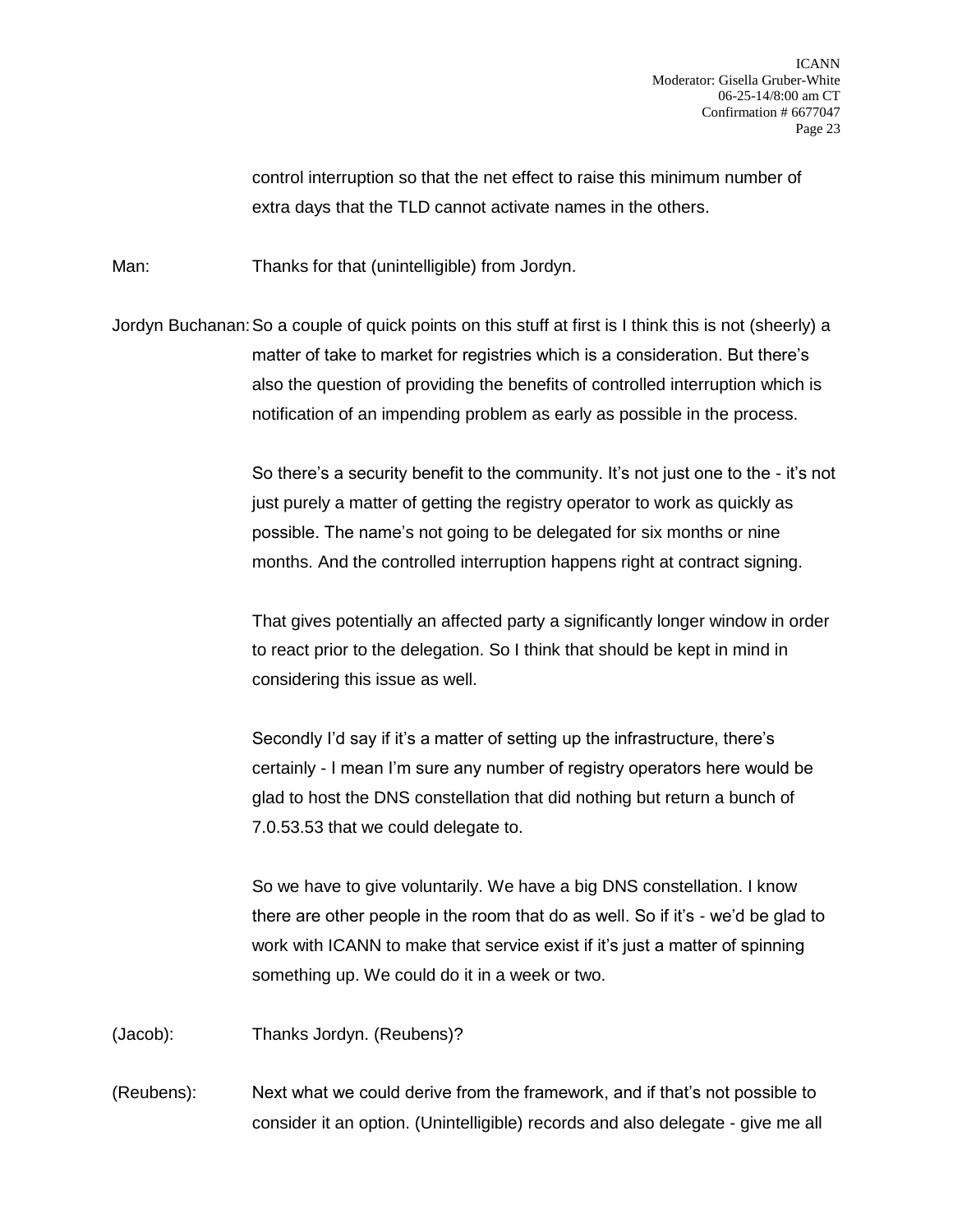control interruption so that the net effect to raise this minimum number of extra days that the TLD cannot activate names in the others.

Man: Thanks for that (unintelligible) from Jordyn.

Jordyn Buchanan: So a couple of quick points on this stuff at first is I think this is not (sheerly) a matter of take to market for registries which is a consideration. But there's also the question of providing the benefits of controlled interruption which is notification of an impending problem as early as possible in the process.

So there's a security benefit to the community. It's not just one to the - it's not just purely a matter of getting the registry operator to work as quickly as possible. The name's not going to be delegated for six months or nine months. And the controlled interruption happens right at contract signing.

That gives potentially an affected party a significantly longer window in order to react prior to the delegation. So I think that should be kept in mind in considering this issue as well.

Secondly I'd say if it's a matter of setting up the infrastructure, there's certainly - I mean I'm sure any number of registry operators here would be glad to host the DNS constellation that did nothing but return a bunch of 7.0.53.53 that we could delegate to.

So we have to give voluntarily. We have a big DNS constellation. I know there are other people in the room that do as well. So if it's - we'd be glad to work with ICANN to make that service exist if it's just a matter of spinning something up. We could do it in a week or two.

(Jacob): Thanks Jordyn. (Reubens)?

(Reubens): Next what we could derive from the framework, and if that's not possible to consider it an option. (Unintelligible) records and also delegate - give me all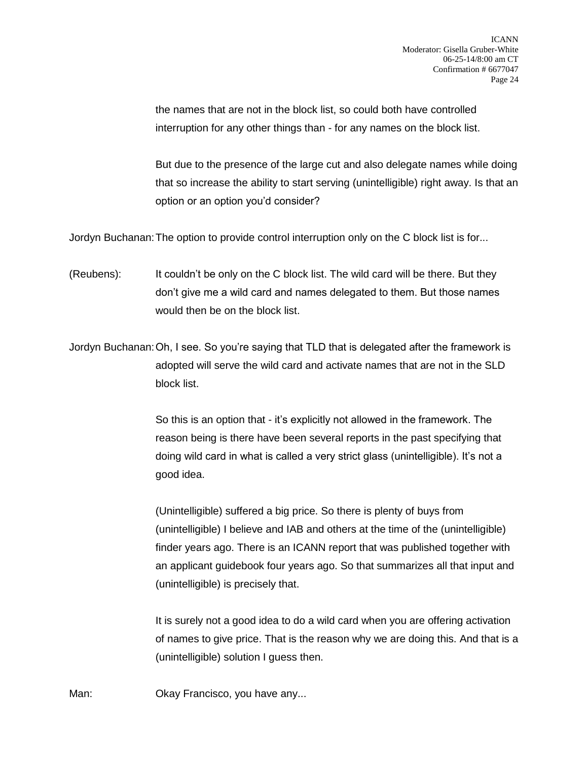the names that are not in the block list, so could both have controlled interruption for any other things than - for any names on the block list.

But due to the presence of the large cut and also delegate names while doing that so increase the ability to start serving (unintelligible) right away. Is that an option or an option you'd consider?

Jordyn Buchanan: The option to provide control interruption only on the C block list is for...

(Reubens): It couldn't be only on the C block list. The wild card will be there. But they don't give me a wild card and names delegated to them. But those names would then be on the block list.

Jordyn Buchanan: Oh, I see. So you're saying that TLD that is delegated after the framework is adopted will serve the wild card and activate names that are not in the SLD block list.

So this is an option that - it's explicitly not allowed in the framework. The reason being is there have been several reports in the past specifying that doing wild card in what is called a very strict glass (unintelligible). It's not a good idea.

(Unintelligible) suffered a big price. So there is plenty of buys from (unintelligible) I believe and IAB and others at the time of the (unintelligible) finder years ago. There is an ICANN report that was published together with an applicant guidebook four years ago. So that summarizes all that input and (unintelligible) is precisely that.

It is surely not a good idea to do a wild card when you are offering activation of names to give price. That is the reason why we are doing this. And that is a (unintelligible) solution I guess then.

Man: Okay Francisco, you have any...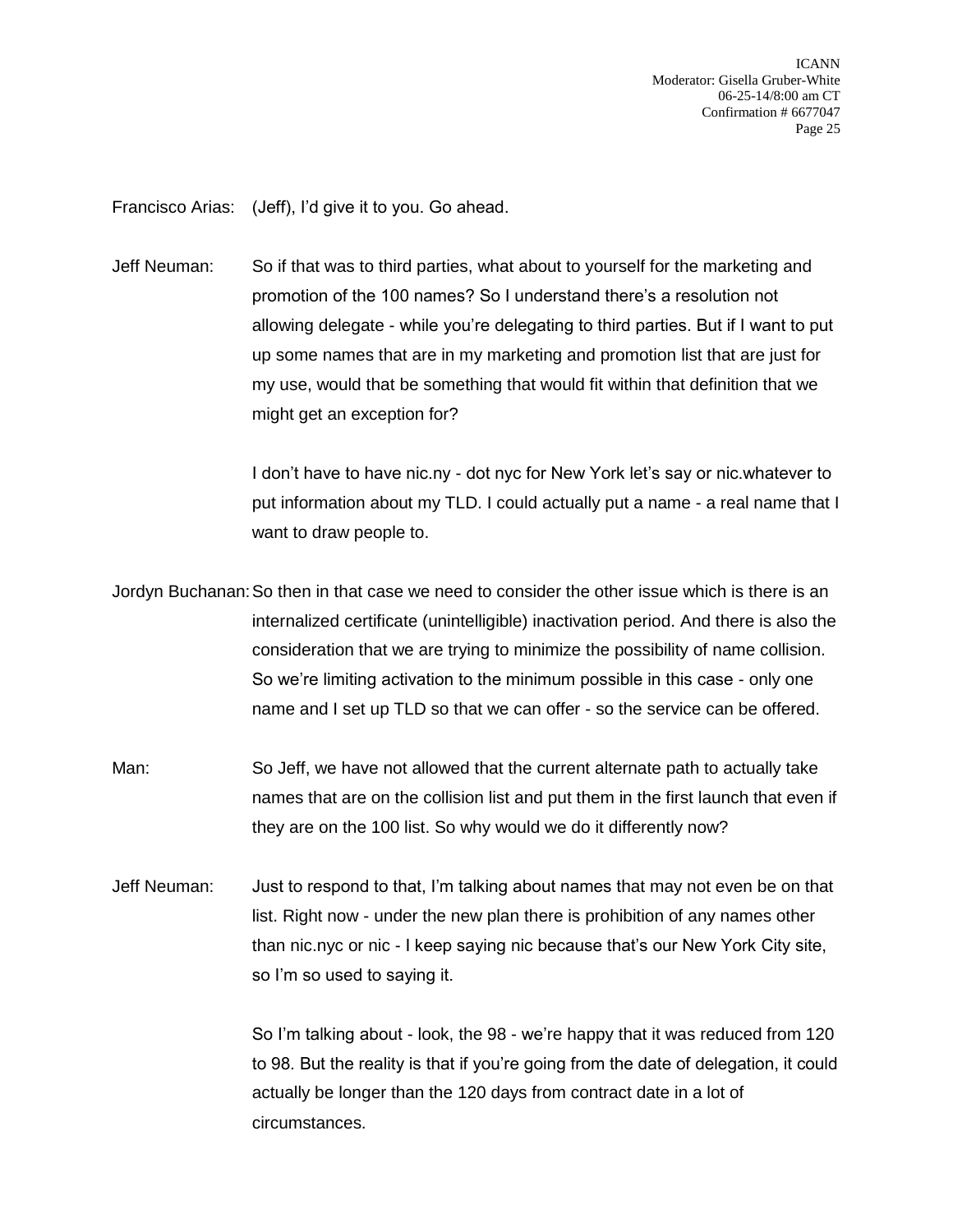Francisco Arias: (Jeff), I'd give it to you. Go ahead.

Jeff Neuman: So if that was to third parties, what about to yourself for the marketing and promotion of the 100 names? So I understand there's a resolution not allowing delegate - while you're delegating to third parties. But if I want to put up some names that are in my marketing and promotion list that are just for my use, would that be something that would fit within that definition that we might get an exception for?

I don't have to have nic.ny - dot nyc for New York let's say or nic.whatever to put information about my TLD. I could actually put a name - a real name that I want to draw people to.

Jordyn Buchanan: So then in that case we need to consider the other issue which is there is an internalized certificate (unintelligible) inactivation period. And there is also the consideration that we are trying to minimize the possibility of name collision. So we're limiting activation to the minimum possible in this case - only one name and I set up TLD so that we can offer - so the service can be offered.

Man: So Jeff, we have not allowed that the current alternate path to actually take names that are on the collision list and put them in the first launch that even if they are on the 100 list. So why would we do it differently now?

Jeff Neuman: Just to respond to that, I'm talking about names that may not even be on that list. Right now - under the new plan there is prohibition of any names other than nic.nyc or nic - I keep saying nic because that's our New York City site, so I'm so used to saying it.

So I'm talking about - look, the 98 - we're happy that it was reduced from 120 to 98. But the reality is that if you're going from the date of delegation, it could actually be longer than the 120 days from contract date in a lot of circumstances.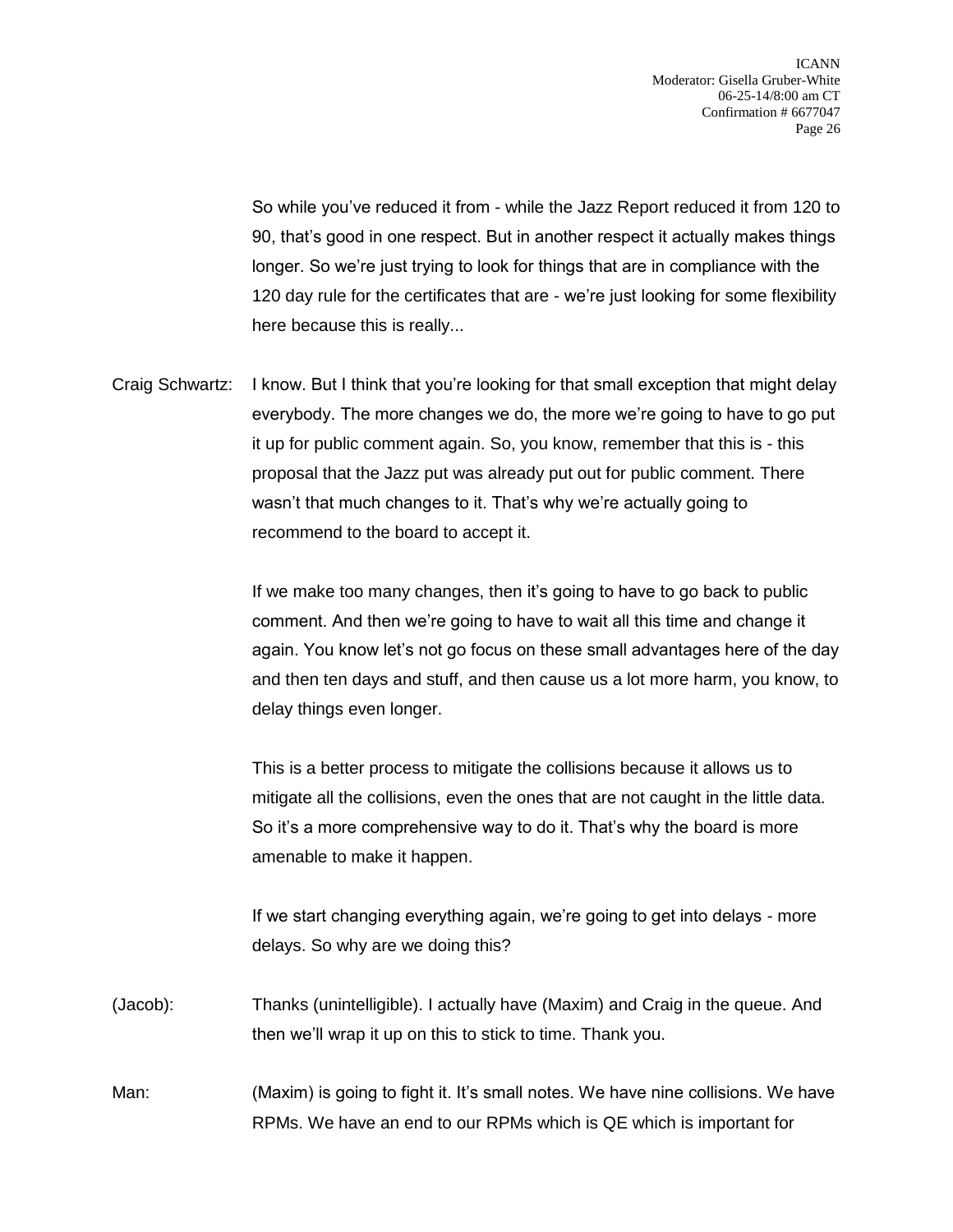So while you've reduced it from - while the Jazz Report reduced it from 120 to 90, that's good in one respect. But in another respect it actually makes things longer. So we're just trying to look for things that are in compliance with the 120 day rule for the certificates that are - we're just looking for some flexibility here because this is really...

Craig Schwartz: I know. But I think that you're looking for that small exception that might delay everybody. The more changes we do, the more we're going to have to go put it up for public comment again. So, you know, remember that this is - this proposal that the Jazz put was already put out for public comment. There wasn't that much changes to it. That's why we're actually going to recommend to the board to accept it.

If we make too many changes, then it's going to have to go back to public comment. And then we're going to have to wait all this time and change it again. You know let's not go focus on these small advantages here of the day and then ten days and stuff, and then cause us a lot more harm, you know, to delay things even longer.

This is a better process to mitigate the collisions because it allows us to mitigate all the collisions, even the ones that are not caught in the little data. So it's a more comprehensive way to do it. That's why the board is more amenable to make it happen.

If we start changing everything again, we're going to get into delays - more delays. So why are we doing this?

(Jacob): Thanks (unintelligible). I actually have (Maxim) and Craig in the queue. And then we'll wrap it up on this to stick to time. Thank you.

Man: (Maxim) is going to fight it. It's small notes. We have nine collisions. We have RPMs. We have an end to our RPMs which is QE which is important for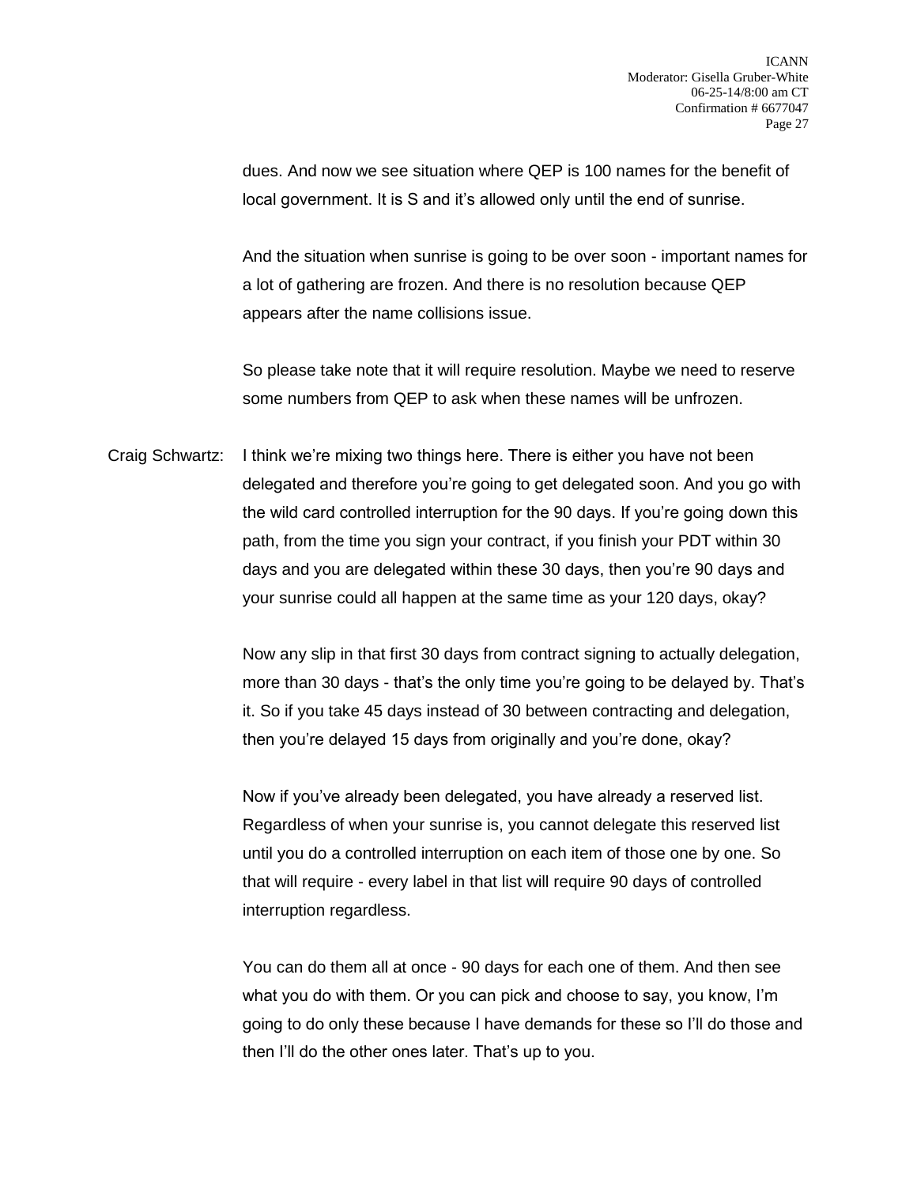dues. And now we see situation where QEP is 100 names for the benefit of local government. It is S and it's allowed only until the end of sunrise.

And the situation when sunrise is going to be over soon - important names for a lot of gathering are frozen. And there is no resolution because QEP appears after the name collisions issue.

So please take note that it will require resolution. Maybe we need to reserve some numbers from QEP to ask when these names will be unfrozen.

Craig Schwartz: I think we're mixing two things here. There is either you have not been delegated and therefore you're going to get delegated soon. And you go with the wild card controlled interruption for the 90 days. If you're going down this path, from the time you sign your contract, if you finish your PDT within 30 days and you are delegated within these 30 days, then you're 90 days and your sunrise could all happen at the same time as your 120 days, okay?

Now any slip in that first 30 days from contract signing to actually delegation, more than 30 days - that's the only time you're going to be delayed by. That's it. So if you take 45 days instead of 30 between contracting and delegation, then you're delayed 15 days from originally and you're done, okay?

Now if you've already been delegated, you have already a reserved list. Regardless of when your sunrise is, you cannot delegate this reserved list until you do a controlled interruption on each item of those one by one. So that will require - every label in that list will require 90 days of controlled interruption regardless.

You can do them all at once - 90 days for each one of them. And then see what you do with them. Or you can pick and choose to say, you know, I'm going to do only these because I have demands for these so I'll do those and then I'll do the other ones later. That's up to you.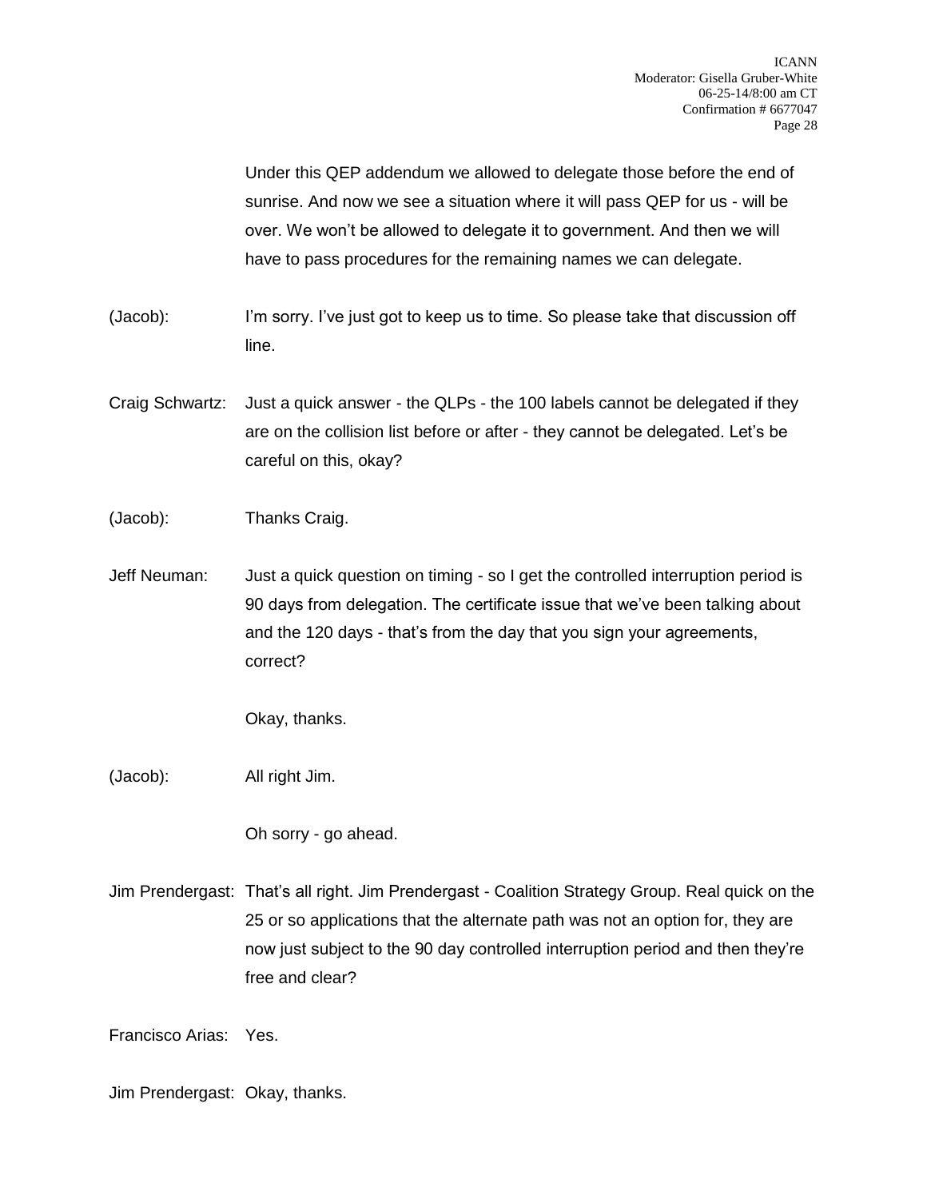Under this QEP addendum we allowed to delegate those before the end of sunrise. And now we see a situation where it will pass QEP for us - will be over. We won't be allowed to delegate it to government. And then we will have to pass procedures for the remaining names we can delegate.

(Jacob): I'm sorry. I've just got to keep us to time. So please take that discussion off line.

Craig Schwartz: Just a quick answer - the QLPs - the 100 labels cannot be delegated if they are on the collision list before or after - they cannot be delegated. Let's be careful on this, okay?

(Jacob): Thanks Craig.

Jeff Neuman: Just a quick question on timing - so I get the controlled interruption period is 90 days from delegation. The certificate issue that we've been talking about and the 120 days - that's from the day that you sign your agreements, correct?

Okay, thanks.

(Jacob): All right Jim.

Oh sorry - go ahead.

Jim Prendergast: That's all right. Jim Prendergast - Coalition Strategy Group. Real quick on the 25 or so applications that the alternate path was not an option for, they are now just subject to the 90 day controlled interruption period and then they're free and clear?

Francisco Arias: Yes.

Jim Prendergast: Okay, thanks.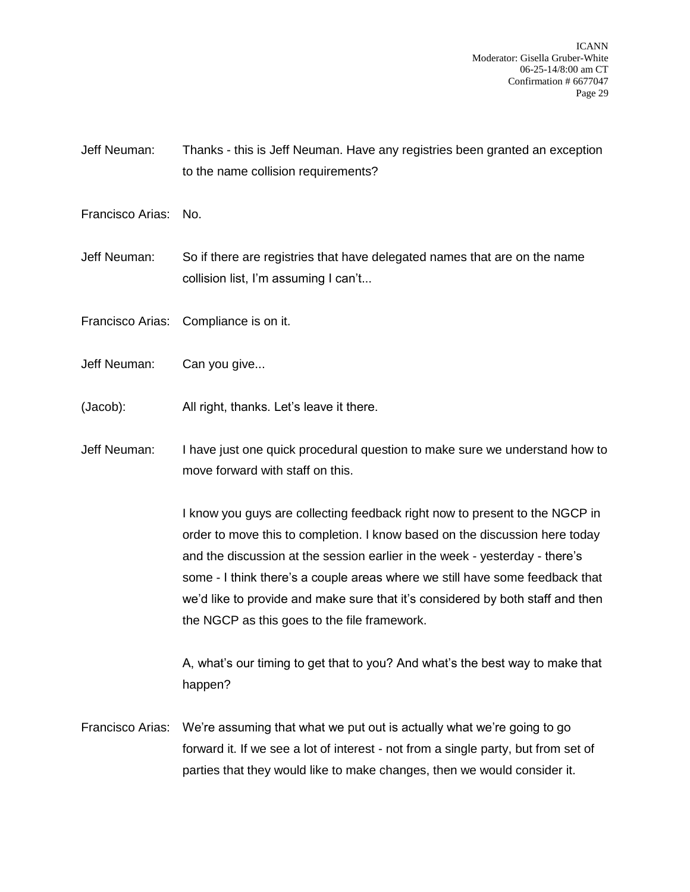Jeff Neuman: Thanks - this is Jeff Neuman. Have any registries been granted an exception to the name collision requirements?

Francisco Arias: No.

Jeff Neuman: So if there are registries that have delegated names that are on the name collision list, I'm assuming I can't...

Francisco Arias: Compliance is on it.

Jeff Neuman: Can you give...

(Jacob): All right, thanks. Let's leave it there.

Jeff Neuman: I have just one quick procedural question to make sure we understand how to move forward with staff on this.

I know you guys are collecting feedback right now to present to the NGCP in order to move this to completion. I know based on the discussion here today and the discussion at the session earlier in the week - yesterday - there's some - I think there's a couple areas where we still have some feedback that we'd like to provide and make sure that it's considered by both staff and then the NGCP as this goes to the file framework.

A, what's our timing to get that to you? And what's the best way to make that happen?

Francisco Arias: We're assuming that what we put out is actually what we're going to go forward it. If we see a lot of interest - not from a single party, but from set of parties that they would like to make changes, then we would consider it.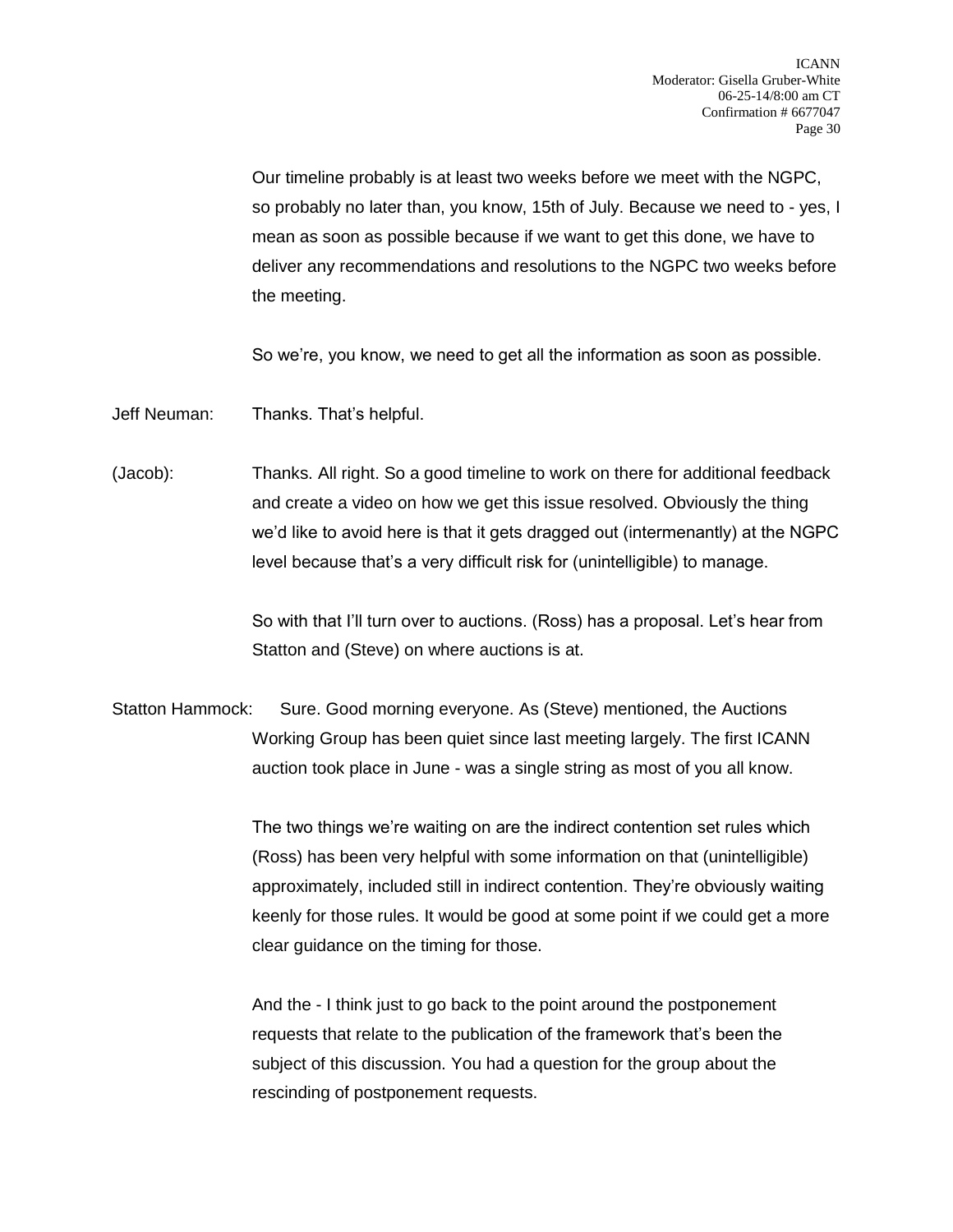Our timeline probably is at least two weeks before we meet with the NGPC, so probably no later than, you know, 15th of July. Because we need to - yes, I mean as soon as possible because if we want to get this done, we have to deliver any recommendations and resolutions to the NGPC two weeks before the meeting.

So we're, you know, we need to get all the information as soon as possible.

Jeff Neuman: Thanks. That's helpful.

(Jacob): Thanks. All right. So a good timeline to work on there for additional feedback and create a video on how we get this issue resolved. Obviously the thing we'd like to avoid here is that it gets dragged out (intermenantly) at the NGPC level because that's a very difficult risk for (unintelligible) to manage.

So with that I'll turn over to auctions. (Ross) has a proposal. Let's hear from Statton and (Steve) on where auctions is at.

Statton Hammock: Sure. Good morning everyone. As (Steve) mentioned, the Auctions Working Group has been quiet since last meeting largely. The first ICANN auction took place in June - was a single string as most of you all know.

The two things we're waiting on are the indirect contention set rules which (Ross) has been very helpful with some information on that (unintelligible) approximately, included still in indirect contention. They're obviously waiting keenly for those rules. It would be good at some point if we could get a more clear guidance on the timing for those.

And the - I think just to go back to the point around the postponement requests that relate to the publication of the framework that's been the subject of this discussion. You had a question for the group about the rescinding of postponement requests.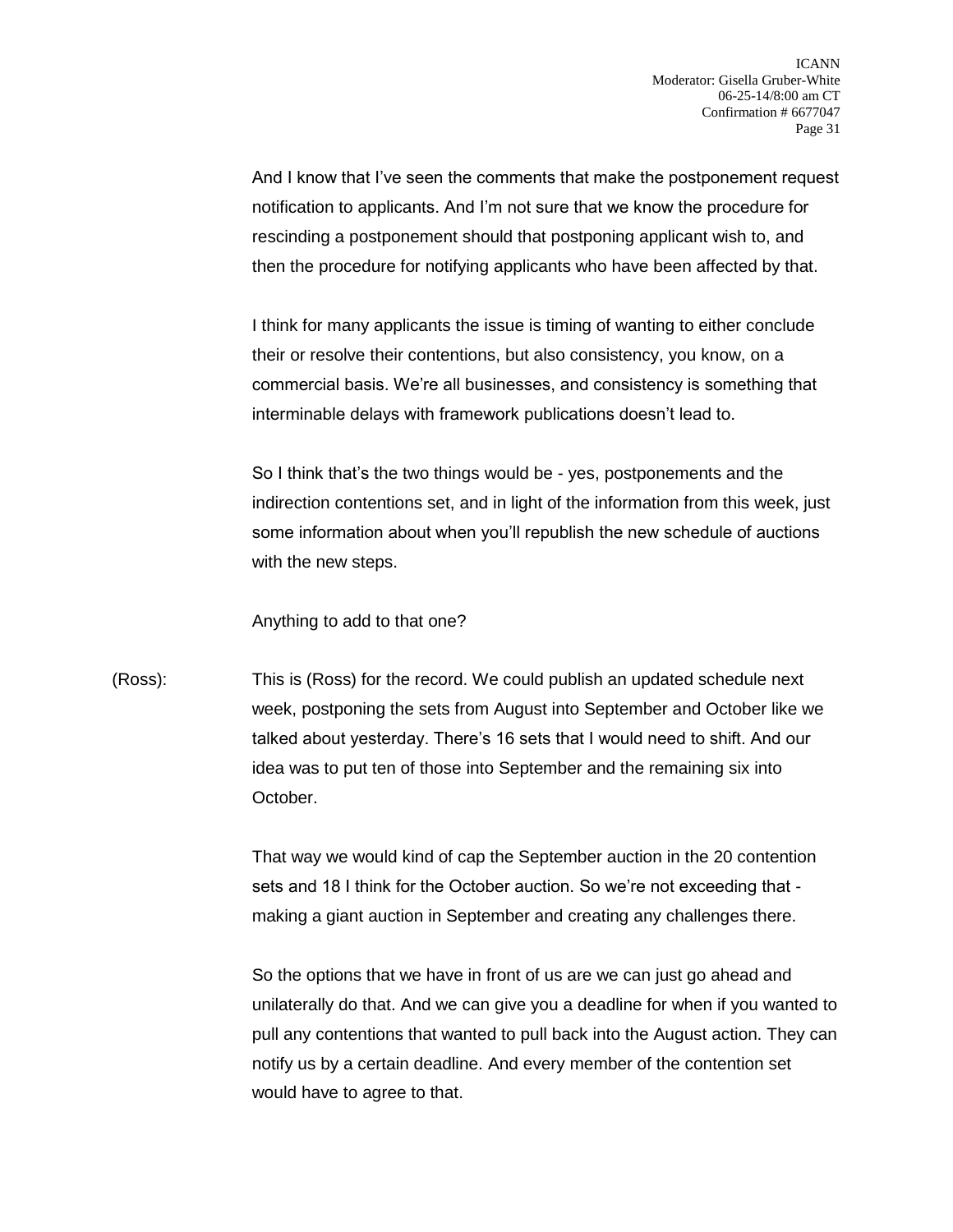And I know that I've seen the comments that make the postponement request notification to applicants. And I'm not sure that we know the procedure for rescinding a postponement should that postponing applicant wish to, and then the procedure for notifying applicants who have been affected by that.

I think for many applicants the issue is timing of wanting to either conclude their or resolve their contentions, but also consistency, you know, on a commercial basis. We're all businesses, and consistency is something that interminable delays with framework publications doesn't lead to.

So I think that's the two things would be - yes, postponements and the indirection contentions set, and in light of the information from this week, just some information about when you'll republish the new schedule of auctions with the new steps.

Anything to add to that one?

(Ross): This is (Ross) for the record. We could publish an updated schedule next week, postponing the sets from August into September and October like we talked about yesterday. There's 16 sets that I would need to shift. And our idea was to put ten of those into September and the remaining six into October.

That way we would kind of cap the September auction in the 20 contention sets and 18 I think for the October auction. So we're not exceeding that - making a giant auction in September and creating any challenges there.

So the options that we have in front of us are we can just go ahead and unilaterally do that. And we can give you a deadline for when if you wanted to pull any contentions that wanted to pull back into the August action. They can notify us by a certain deadline. And every member of the contention set would have to agree to that.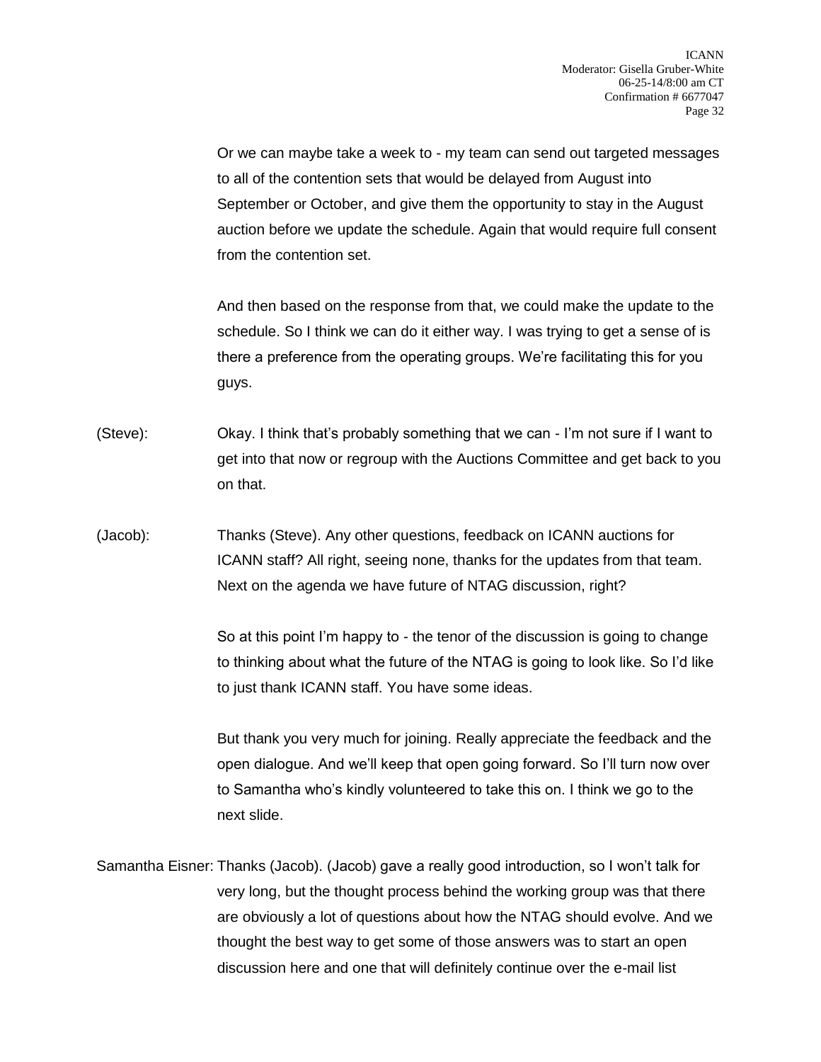Or we can maybe take a week to - my team can send out targeted messages to all of the contention sets that would be delayed from August into September or October, and give them the opportunity to stay in the August auction before we update the schedule. Again that would require full consent from the contention set.

And then based on the response from that, we could make the update to the schedule. So I think we can do it either way. I was trying to get a sense of is there a preference from the operating groups. We're facilitating this for you guys.

(Steve): Okay. I think that's probably something that we can - I'm not sure if I want to get into that now or regroup with the Auctions Committee and get back to you on that.

(Jacob): Thanks (Steve). Any other questions, feedback on ICANN auctions for ICANN staff? All right, seeing none, thanks for the updates from that team. Next on the agenda we have future of NTAG discussion, right?

So at this point I'm happy to - the tenor of the discussion is going to change to thinking about what the future of the NTAG is going to look like. So I'd like to just thank ICANN staff. You have some ideas.

But thank you very much for joining. Really appreciate the feedback and the open dialogue. And we'll keep that open going forward. So I'll turn now over to Samantha who's kindly volunteered to take this on. I think we go to the next slide.

Samantha Eisner: Thanks (Jacob). (Jacob) gave a really good introduction, so I won't talk for very long, but the thought process behind the working group was that there are obviously a lot of questions about how the NTAG should evolve. And we thought the best way to get some of those answers was to start an open discussion here and one that will definitely continue over the e-mail list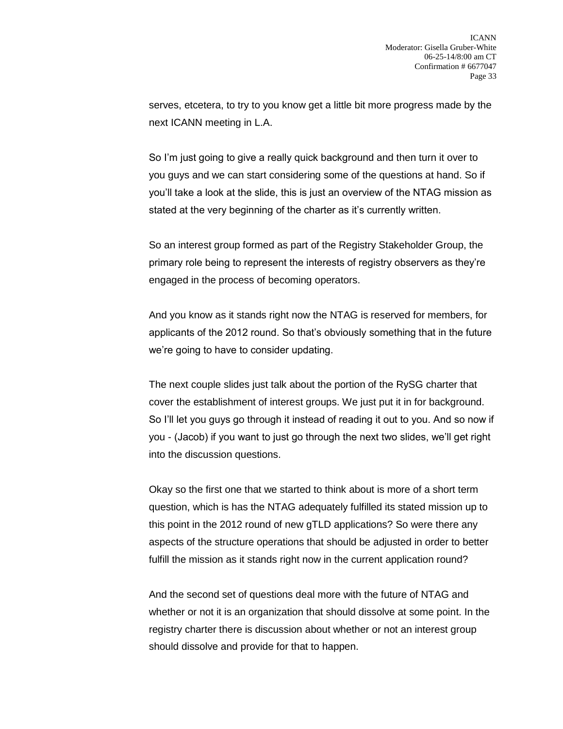serves, etcetera, to try to you know get a little bit more progress made by the next ICANN meeting in L.A.

So I'm just going to give a really quick background and then turn it over to you guys and we can start considering some of the questions at hand. So if you'll take a look at the slide, this is just an overview of the NTAG mission as stated at the very beginning of the charter as it's currently written.

So an interest group formed as part of the Registry Stakeholder Group, the primary role being to represent the interests of registry observers as they're engaged in the process of becoming operators.

And you know as it stands right now the NTAG is reserved for members, for applicants of the 2012 round. So that's obviously something that in the future we're going to have to consider updating.

The next couple slides just talk about the portion of the RySG charter that cover the establishment of interest groups. We just put it in for background. So I'll let you guys go through it instead of reading it out to you. And so now if you - (Jacob) if you want to just go through the next two slides, we'll get right into the discussion questions.

Okay so the first one that we started to think about is more of a short term question, which is has the NTAG adequately fulfilled its stated mission up to this point in the 2012 round of new gTLD applications? So were there any aspects of the structure operations that should be adjusted in order to better fulfill the mission as it stands right now in the current application round?

And the second set of questions deal more with the future of NTAG and whether or not it is an organization that should dissolve at some point. In the registry charter there is discussion about whether or not an interest group should dissolve and provide for that to happen.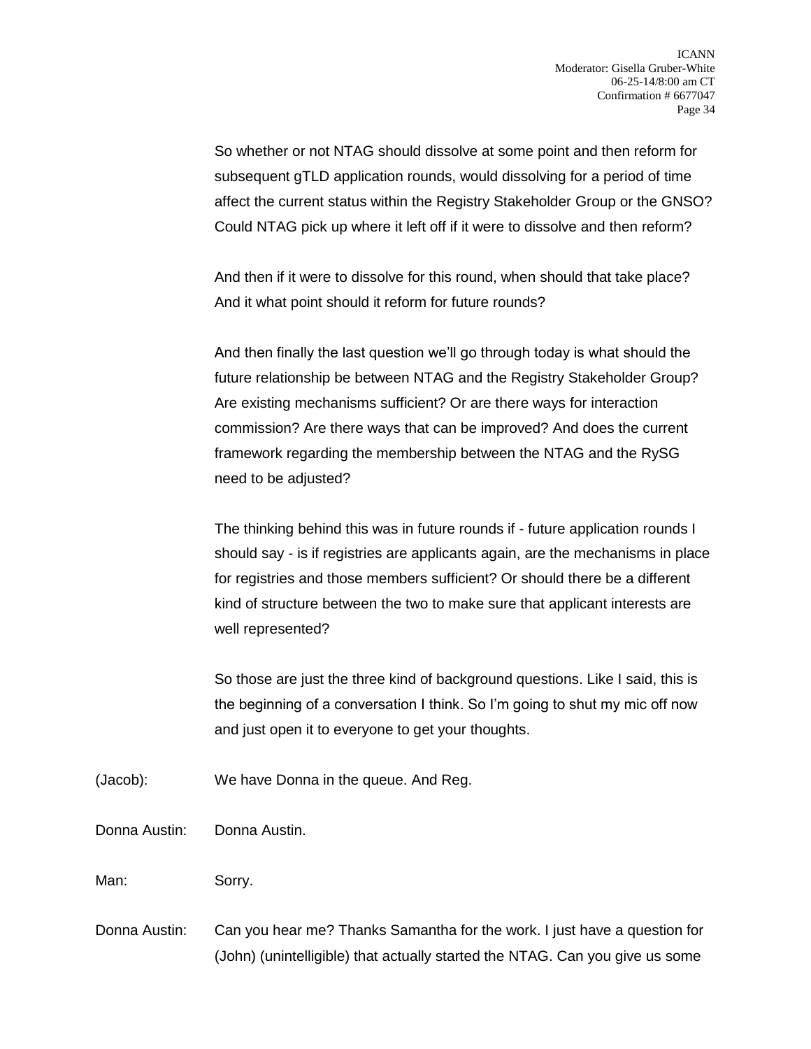So whether or not NTAG should dissolve at some point and then reform for subsequent gTLD application rounds, would dissolving for a period of time affect the current status within the Registry Stakeholder Group or the GNSO? Could NTAG pick up where it left off if it were to dissolve and then reform?

And then if it were to dissolve for this round, when should that take place? And it what point should it reform for future rounds?

And then finally the last question we'll go through today is what should the future relationship be between NTAG and the Registry Stakeholder Group? Are existing mechanisms sufficient? Or are there ways for interaction commission? Are there ways that can be improved? And does the current framework regarding the membership between the NTAG and the RySG need to be adjusted?

The thinking behind this was in future rounds if - future application rounds I should say - is if registries are applicants again, are the mechanisms in place for registries and those members sufficient? Or should there be a different kind of structure between the two to make sure that applicant interests are well represented?

So those are just the three kind of background questions. Like I said, this is the beginning of a conversation I think. So I'm going to shut my mic off now and just open it to everyone to get your thoughts.

(Jacob): We have Donna in the queue. And Reg.

Donna Austin: Donna Austin.

Man: Sorry.

Donna Austin: Can you hear me? Thanks Samantha for the work. I just have a question for (John) (unintelligible) that actually started the NTAG. Can you give us some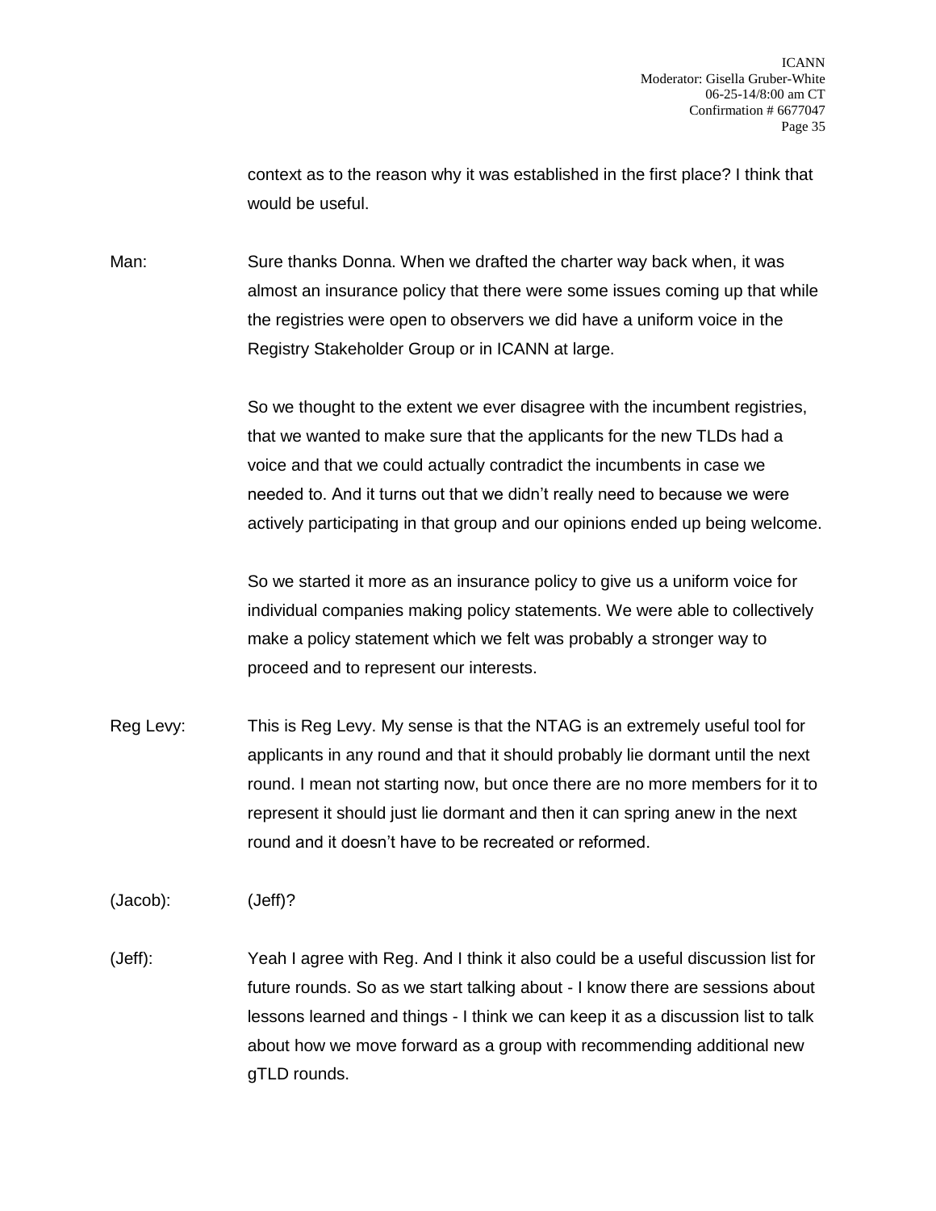context as to the reason why it was established in the first place? I think that would be useful.

Man: Sure thanks Donna. When we drafted the charter way back when, it was almost an insurance policy that there were some issues coming up that while the registries were open to observers we did have a uniform voice in the Registry Stakeholder Group or in ICANN at large.

So we thought to the extent we ever disagree with the incumbent registries, that we wanted to make sure that the applicants for the new TLDs had a voice and that we could actually contradict the incumbents in case we needed to. And it turns out that we didn't really need to because we were actively participating in that group and our opinions ended up being welcome.

So we started it more as an insurance policy to give us a uniform voice for individual companies making policy statements. We were able to collectively make a policy statement which we felt was probably a stronger way to proceed and to represent our interests.

Reg Levy: This is Reg Levy. My sense is that the NTAG is an extremely useful tool for applicants in any round and that it should probably lie dormant until the next round. I mean not starting now, but once there are no more members for it to represent it should just lie dormant and then it can spring anew in the next round and it doesn't have to be recreated or reformed.

(Jacob): (Jeff)?

(Jeff): Yeah I agree with Reg. And I think it also could be a useful discussion list for future rounds. So as we start talking about - I know there are sessions about lessons learned and things - I think we can keep it as a discussion list to talk about how we move forward as a group with recommending additional new gTLD rounds.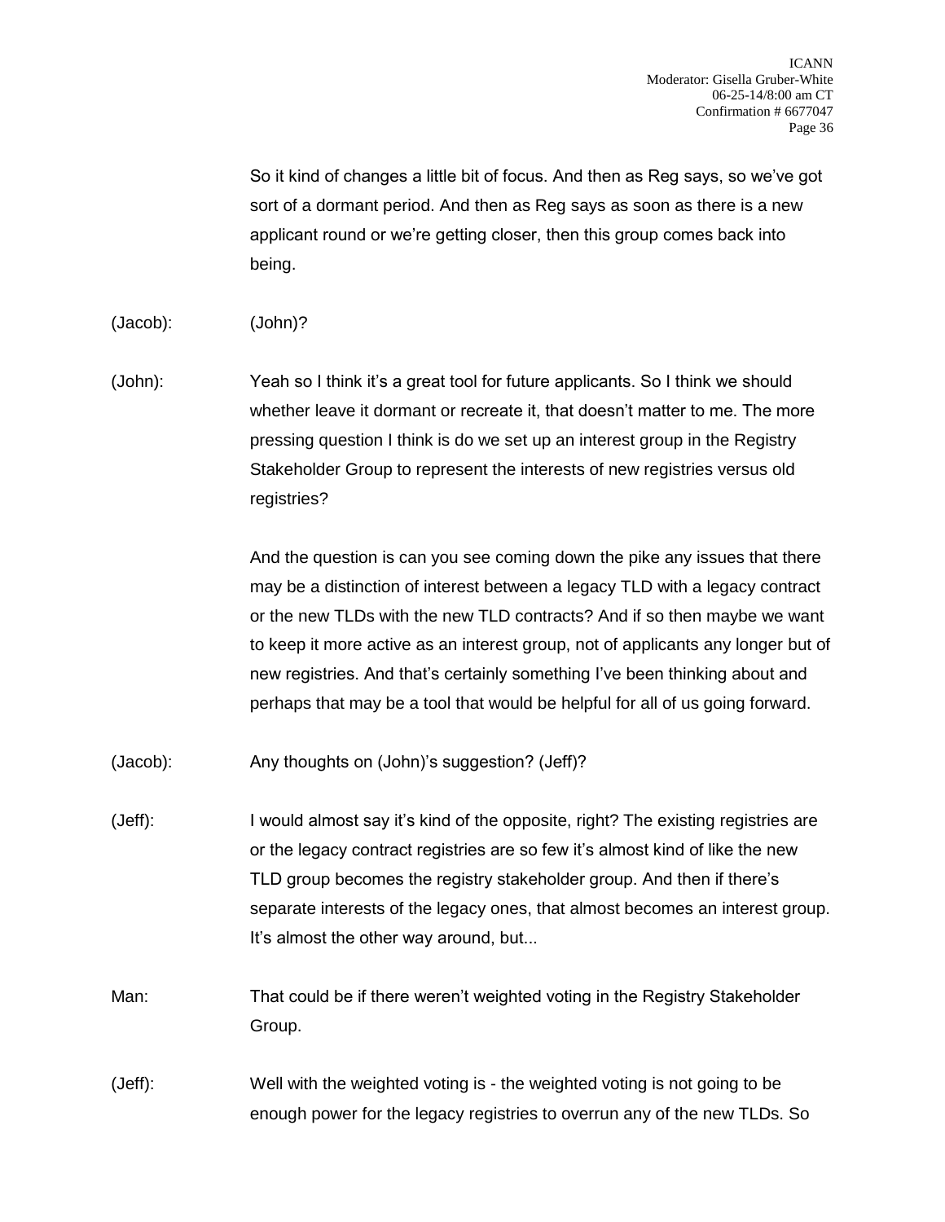So it kind of changes a little bit of focus. And then as Reg says, so we've got sort of a dormant period. And then as Reg says as soon as there is a new applicant round or we're getting closer, then this group comes back into being.

(Jacob): (John)?

(John): Yeah so I think it's a great tool for future applicants. So I think we should whether leave it dormant or recreate it, that doesn't matter to me. The more pressing question I think is do we set up an interest group in the Registry Stakeholder Group to represent the interests of new registries versus old registries?

And the question is can you see coming down the pike any issues that there may be a distinction of interest between a legacy TLD with a legacy contract or the new TLDs with the new TLD contracts? And if so then maybe we want to keep it more active as an interest group, not of applicants any longer but of new registries. And that's certainly something I've been thinking about and perhaps that may be a tool that would be helpful for all of us going forward.

(Jacob): Any thoughts on (John)'s suggestion? (Jeff)?

(Jeff): I would almost say it's kind of the opposite, right? The existing registries are or the legacy contract registries are so few it's almost kind of like the new TLD group becomes the registry stakeholder group. And then if there's separate interests of the legacy ones, that almost becomes an interest group. It's almost the other way around, but...

Man: That could be if there weren't weighted voting in the Registry Stakeholder Group.

(Jeff): Well with the weighted voting is - the weighted voting is not going to be enough power for the legacy registries to overrun any of the new TLDs. So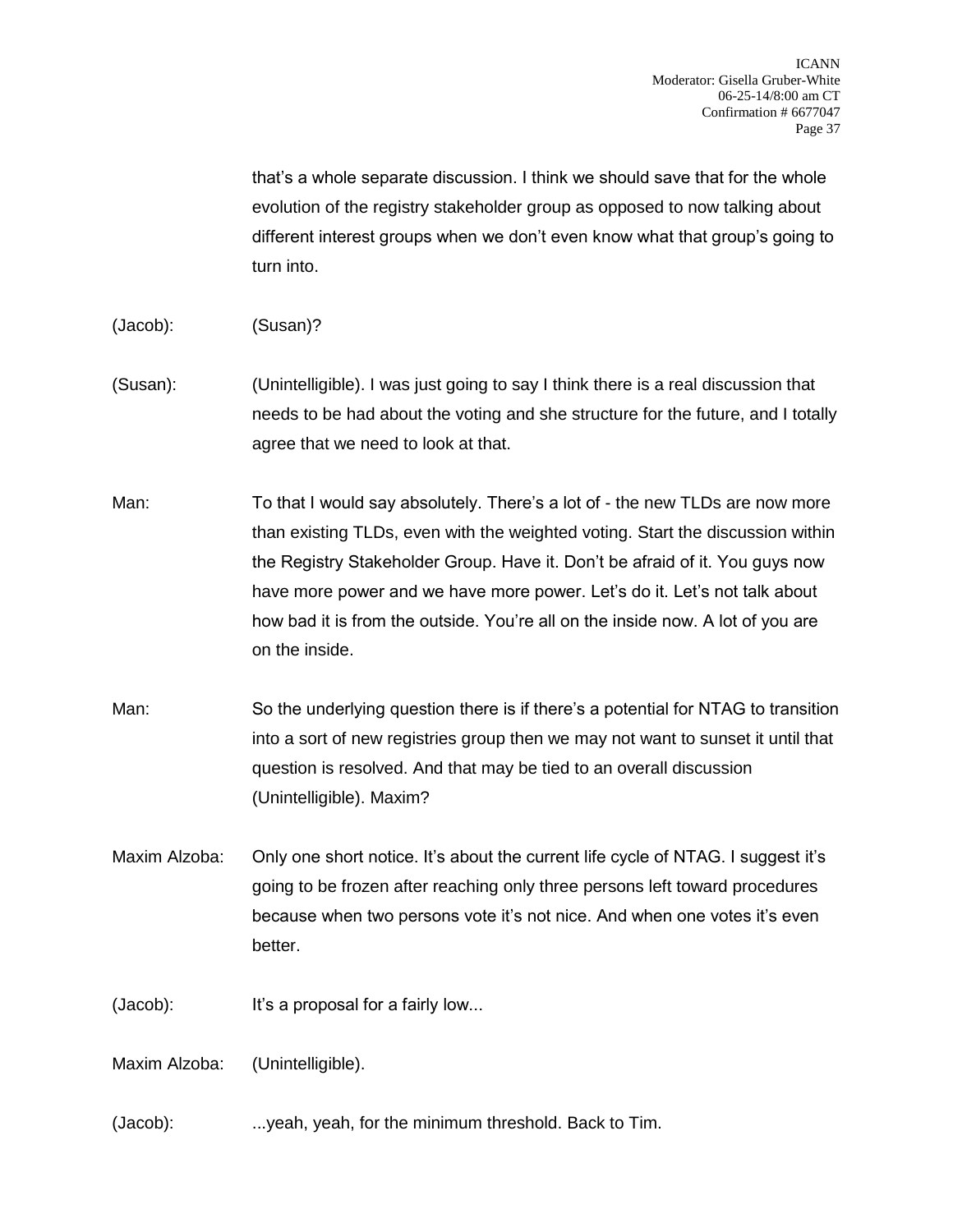that's a whole separate discussion. I think we should save that for the whole evolution of the registry stakeholder group as opposed to now talking about different interest groups when we don't even know what that group's going to turn into.

(Jacob): (Susan)?

(Susan): (Unintelligible). I was just going to say I think there is a real discussion that needs to be had about the voting and she structure for the future, and I totally agree that we need to look at that.

Man: To that I would say absolutely. There's a lot of - the new TLDs are now more than existing TLDs, even with the weighted voting. Start the discussion within the Registry Stakeholder Group. Have it. Don't be afraid of it. You guys now have more power and we have more power. Let's do it. Let's not talk about how bad it is from the outside. You're all on the inside now. A lot of you are on the inside.

Man: So the underlying question there is if there's a potential for NTAG to transition into a sort of new registries group then we may not want to sunset it until that question is resolved. And that may be tied to an overall discussion (Unintelligible). Maxim?

Maxim Alzoba: Only one short notice. It's about the current life cycle of NTAG. I suggest it's going to be frozen after reaching only three persons left toward procedures because when two persons vote it's not nice. And when one votes it's even better.

(Jacob): It's a proposal for a fairly low...

Maxim Alzoba: (Unintelligible).

(Jacob): ...yeah, yeah, for the minimum threshold. Back to Tim.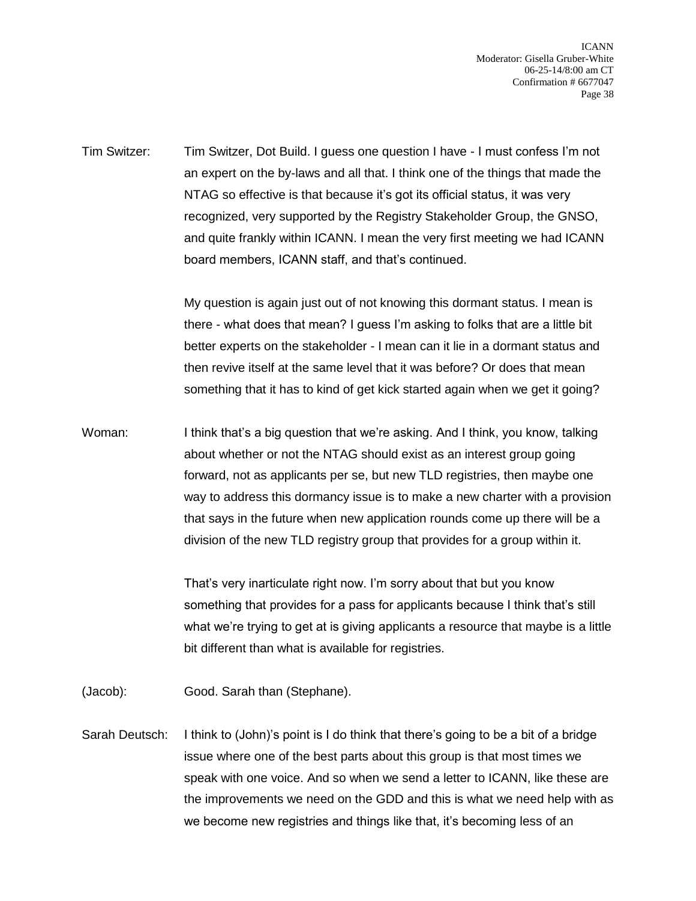Tim Switzer: Tim Switzer, Dot Build. I guess one question I have - I must confess I'm not an expert on the by-laws and all that. I think one of the things that made the NTAG so effective is that because it's got its official status, it was very recognized, very supported by the Registry Stakeholder Group, the GNSO, and quite frankly within ICANN. I mean the very first meeting we had ICANN board members, ICANN staff, and that's continued.

My question is again just out of not knowing this dormant status. I mean is there - what does that mean? I guess I'm asking to folks that are a little bit better experts on the stakeholder - I mean can it lie in a dormant status and then revive itself at the same level that it was before? Or does that mean something that it has to kind of get kick started again when we get it going?

Woman: I think that's a big question that we're asking. And I think, you know, talking about whether or not the NTAG should exist as an interest group going forward, not as applicants per se, but new TLD registries, then maybe one way to address this dormancy issue is to make a new charter with a provision that says in the future when new application rounds come up there will be a division of the new TLD registry group that provides for a group within it.

That's very inarticulate right now. I'm sorry about that but you know something that provides for a pass for applicants because I think that's still what we're trying to get at is giving applicants a resource that maybe is a little bit different than what is available for registries.

(Jacob): Good. Sarah than (Stephane).

Sarah Deutsch: I think to (John)'s point is I do think that there's going to be a bit of a bridge issue where one of the best parts about this group is that most times we speak with one voice. And so when we send a letter to ICANN, like these are the improvements we need on the GDD and this is what we need help with as we become new registries and things like that, it's becoming less of an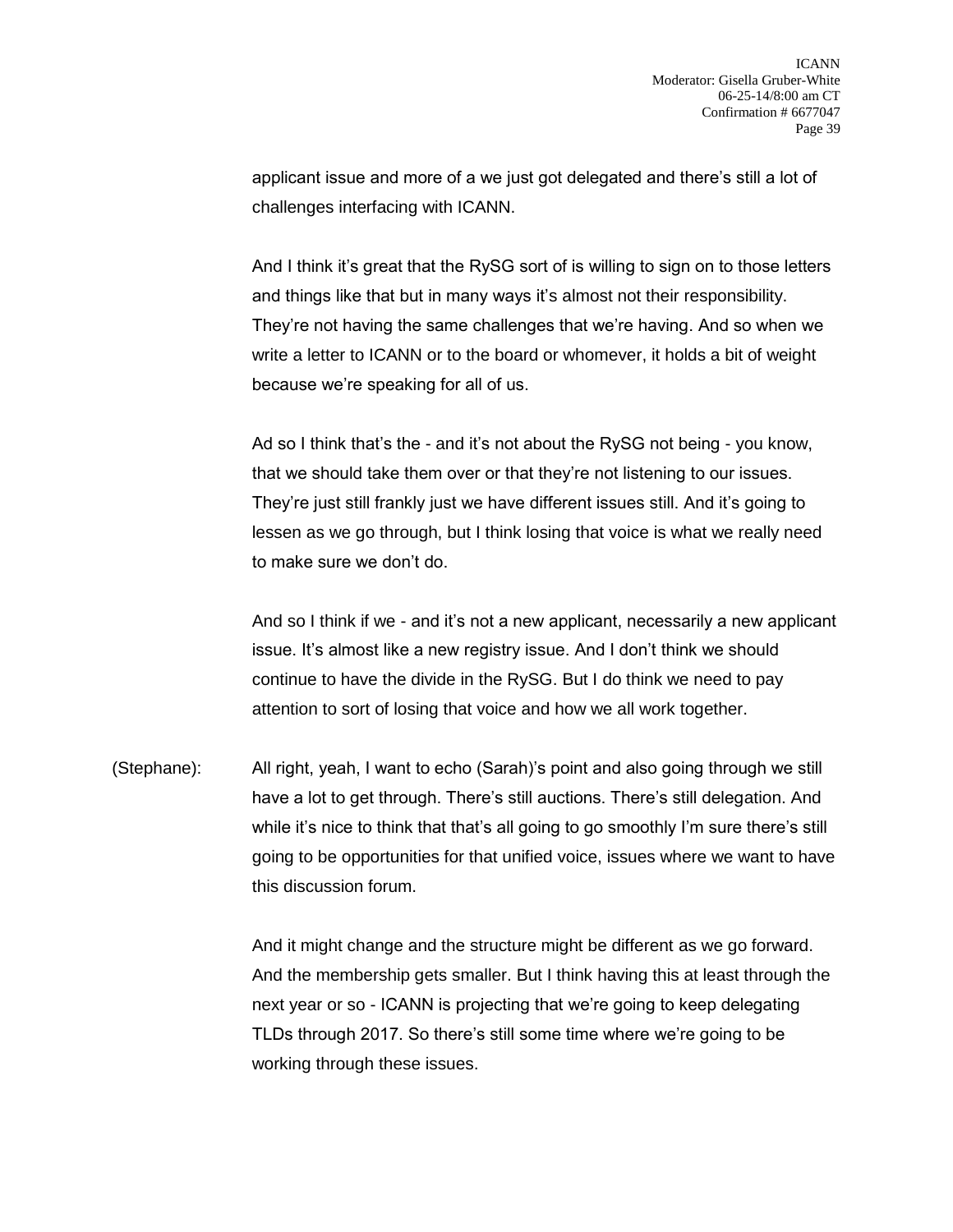applicant issue and more of a we just got delegated and there's still a lot of challenges interfacing with ICANN.

And I think it's great that the RySG sort of is willing to sign on to those letters and things like that but in many ways it's almost not their responsibility. They're not having the same challenges that we're having. And so when we write a letter to ICANN or to the board or whomever, it holds a bit of weight because we're speaking for all of us.

Ad so I think that's the - and it's not about the RySG not being - you know, that we should take them over or that they're not listening to our issues. They're just still frankly just we have different issues still. And it's going to lessen as we go through, but I think losing that voice is what we really need to make sure we don't do.

And so I think if we - and it's not a new applicant, necessarily a new applicant issue. It's almost like a new registry issue. And I don't think we should continue to have the divide in the RySG. But I do think we need to pay attention to sort of losing that voice and how we all work together.

(Stephane): All right, yeah, I want to echo (Sarah)'s point and also going through we still have a lot to get through. There's still auctions. There's still delegation. And while it's nice to think that that's all going to go smoothly I'm sure there's still going to be opportunities for that unified voice, issues where we want to have this discussion forum.

And it might change and the structure might be different as we go forward. And the membership gets smaller. But I think having this at least through the next year or so - ICANN is projecting that we're going to keep delegating TLDs through 2017. So there's still some time where we're going to be working through these issues.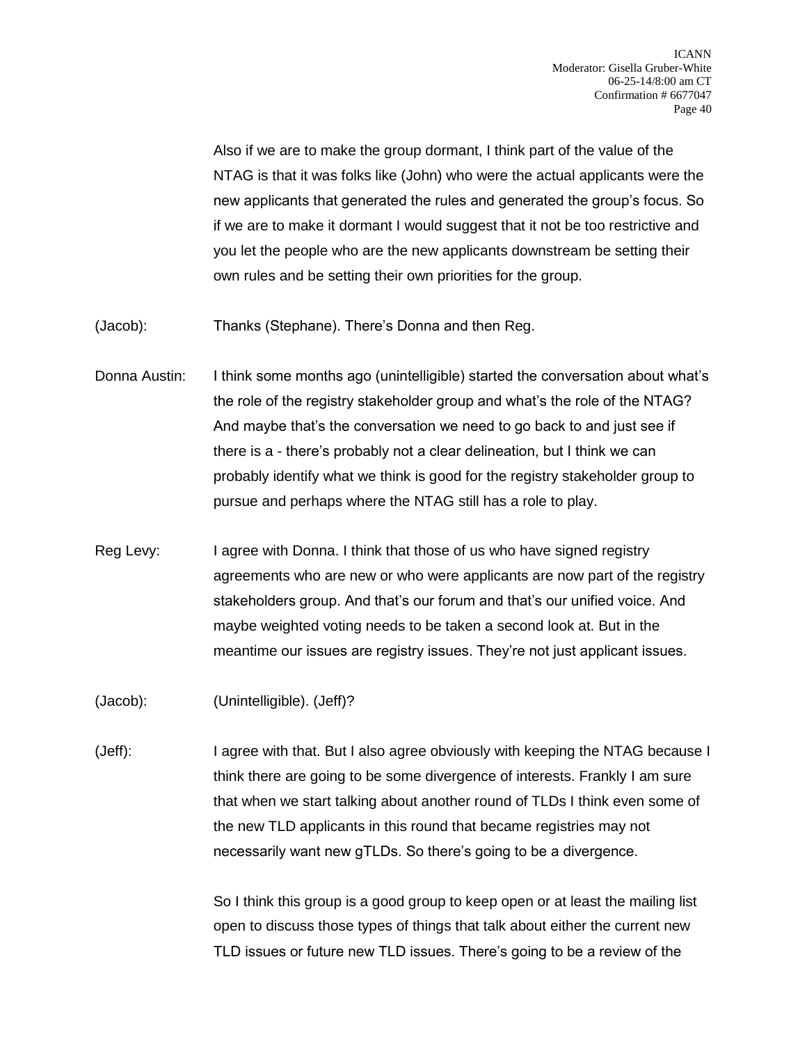Also if we are to make the group dormant, I think part of the value of the NTAG is that it was folks like (John) who were the actual applicants were the new applicants that generated the rules and generated the group's focus. So if we are to make it dormant I would suggest that it not be too restrictive and you let the people who are the new applicants downstream be setting their own rules and be setting their own priorities for the group.

(Jacob): Thanks (Stephane). There's Donna and then Reg.

Donna Austin: I think some months ago (unintelligible) started the conversation about what's the role of the registry stakeholder group and what's the role of the NTAG? And maybe that's the conversation we need to go back to and just see if there is a - there's probably not a clear delineation, but I think we can probably identify what we think is good for the registry stakeholder group to pursue and perhaps where the NTAG still has a role to play.

Reg Levy: I agree with Donna. I think that those of us who have signed registry agreements who are new or who were applicants are now part of the registry stakeholders group. And that's our forum and that's our unified voice. And maybe weighted voting needs to be taken a second look at. But in the meantime our issues are registry issues. They're not just applicant issues.

(Jacob): (Unintelligible). (Jeff)?

(Jeff): I agree with that. But I also agree obviously with keeping the NTAG because I think there are going to be some divergence of interests. Frankly I am sure that when we start talking about another round of TLDs I think even some of the new TLD applicants in this round that became registries may not necessarily want new gTLDs. So there's going to be a divergence.

So I think this group is a good group to keep open or at least the mailing list open to discuss those types of things that talk about either the current new TLD issues or future new TLD issues. There's going to be a review of the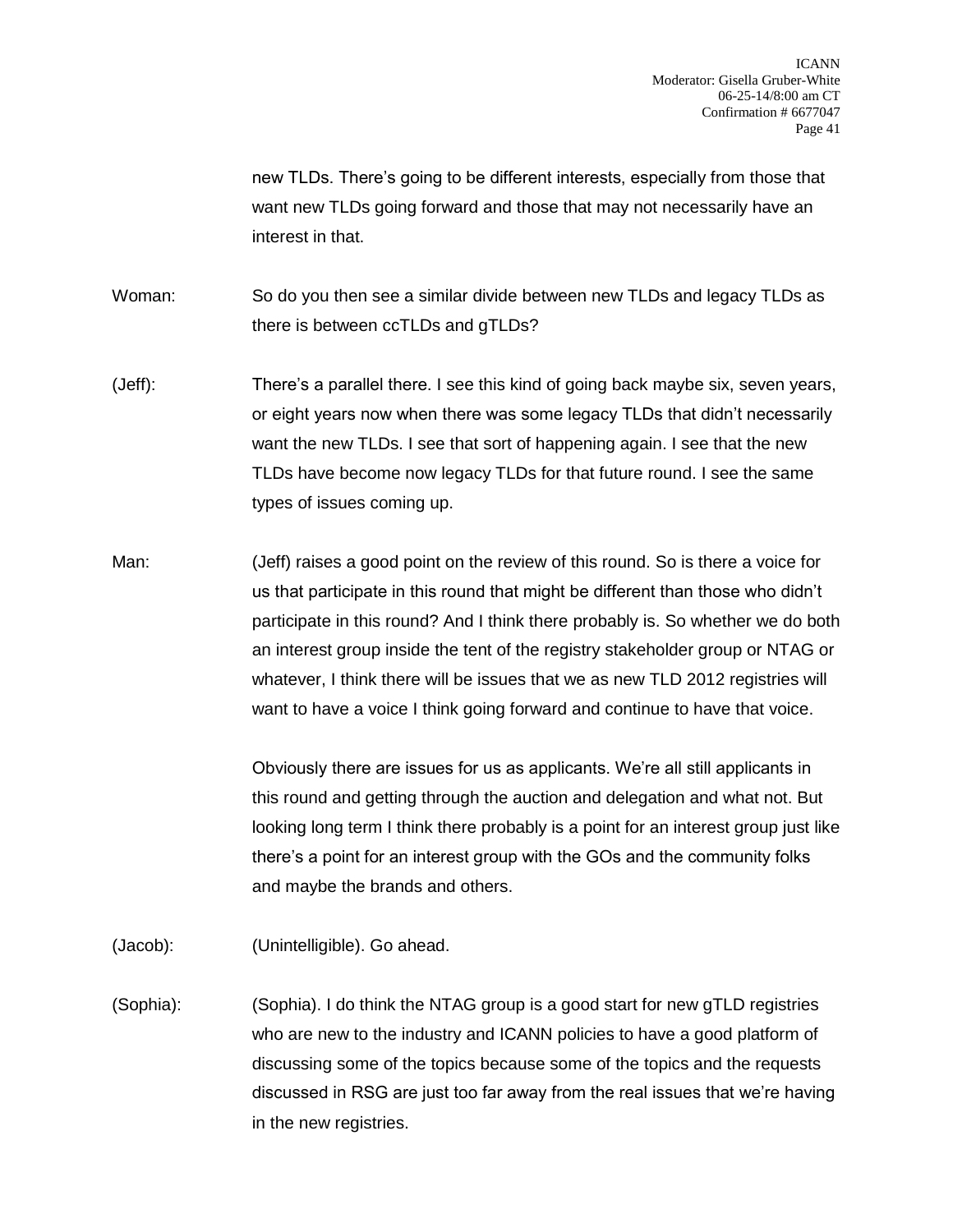new TLDs. There's going to be different interests, especially from those that want new TLDs going forward and those that may not necessarily have an interest in that.

Woman: So do you then see a similar divide between new TLDs and legacy TLDs as there is between ccTLDs and gTLDs?

(Jeff): There's a parallel there. I see this kind of going back maybe six, seven years, or eight years now when there was some legacy TLDs that didn't necessarily want the new TLDs. I see that sort of happening again. I see that the new TLDs have become now legacy TLDs for that future round. I see the same types of issues coming up.

Man: (Jeff) raises a good point on the review of this round. So is there a voice for us that participate in this round that might be different than those who didn't participate in this round? And I think there probably is. So whether we do both an interest group inside the tent of the registry stakeholder group or NTAG or whatever, I think there will be issues that we as new TLD 2012 registries will want to have a voice I think going forward and continue to have that voice.

Obviously there are issues for us as applicants. We're all still applicants in this round and getting through the auction and delegation and what not. But looking long term I think there probably is a point for an interest group just like there's a point for an interest group with the GOs and the community folks and maybe the brands and others.

(Jacob): (Unintelligible). Go ahead.

(Sophia): (Sophia). I do think the NTAG group is a good start for new gTLD registries who are new to the industry and ICANN policies to have a good platform of discussing some of the topics because some of the topics and the requests discussed in RSG are just too far away from the real issues that we're having in the new registries.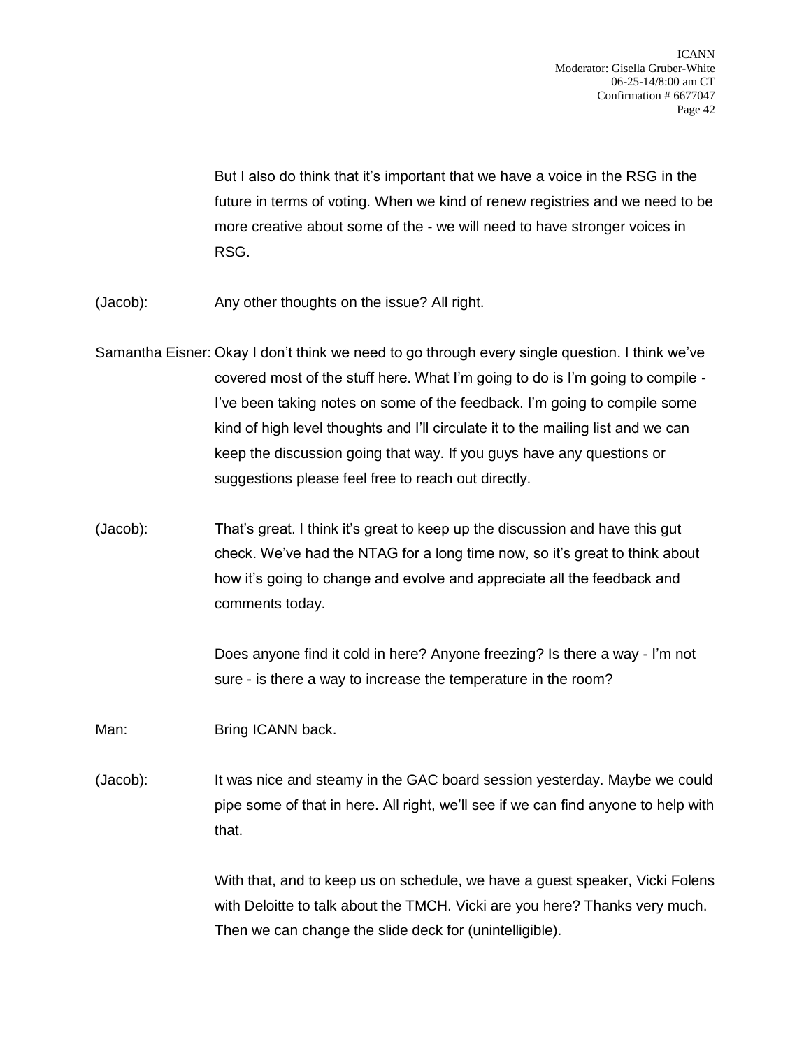But I also do think that it's important that we have a voice in the RSG in the future in terms of voting. When we kind of renew registries and we need to be more creative about some of the - we will need to have stronger voices in RSG.

(Jacob): Any other thoughts on the issue? All right.

Samantha Eisner: Okay I don't think we need to go through every single question. I think we've covered most of the stuff here. What I'm going to do is I'm going to compile - I've been taking notes on some of the feedback. I'm going to compile some kind of high level thoughts and I'll circulate it to the mailing list and we can keep the discussion going that way. If you guys have any questions or suggestions please feel free to reach out directly.

(Jacob): That's great. I think it's great to keep up the discussion and have this gut check. We've had the NTAG for a long time now, so it's great to think about how it's going to change and evolve and appreciate all the feedback and comments today.

Does anyone find it cold in here? Anyone freezing? Is there a way - I'm not sure - is there a way to increase the temperature in the room?

Man: Bring ICANN back.

(Jacob): It was nice and steamy in the GAC board session yesterday. Maybe we could pipe some of that in here. All right, we'll see if we can find anyone to help with that.

With that, and to keep us on schedule, we have a guest speaker, Vicki Folens with Deloitte to talk about the TMCH. Vicki are you here? Thanks very much. Then we can change the slide deck for (unintelligible).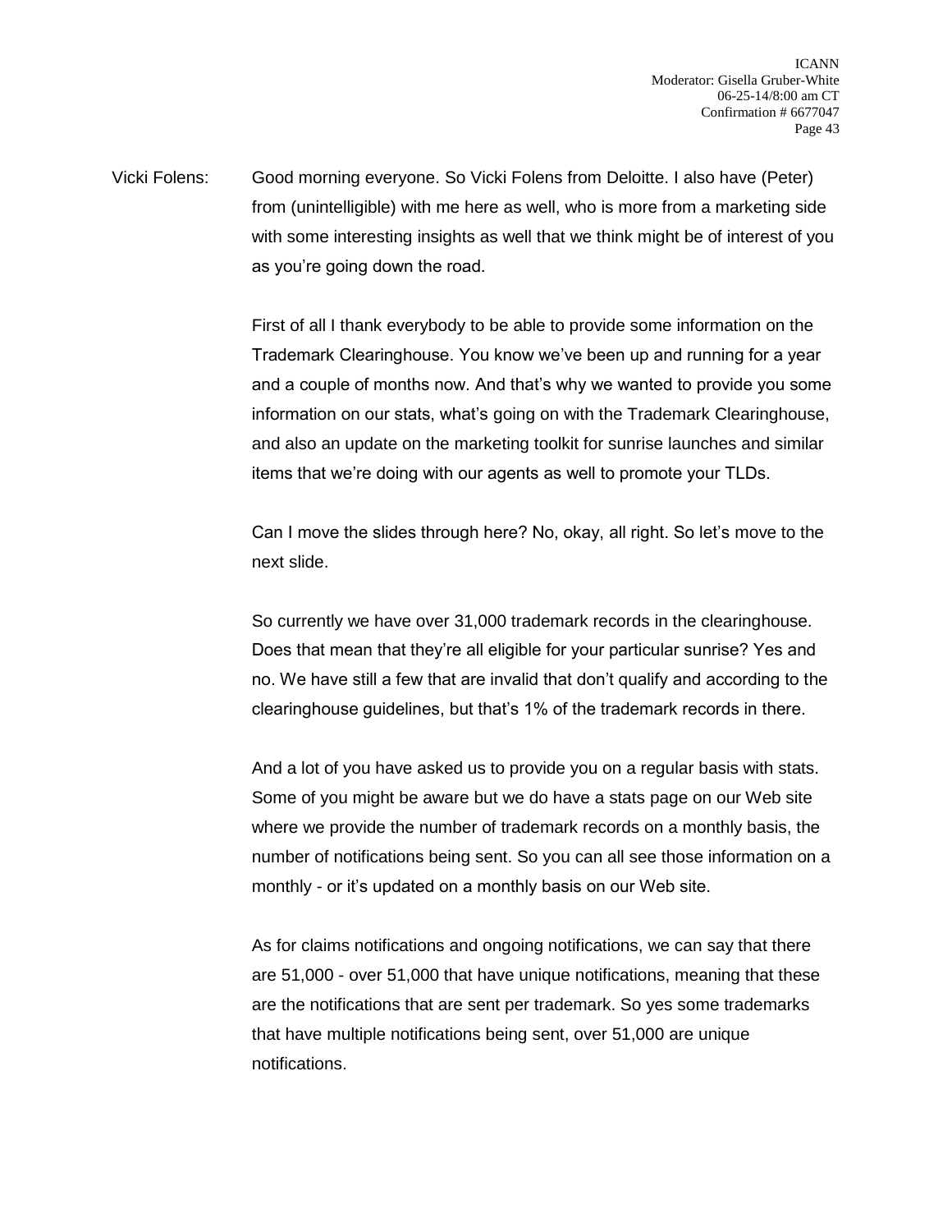Vicki Folens: Good morning everyone. So Vicki Folens from Deloitte. I also have (Peter) from (unintelligible) with me here as well, who is more from a marketing side with some interesting insights as well that we think might be of interest of you as you're going down the road.

First of all I thank everybody to be able to provide some information on the Trademark Clearinghouse. You know we've been up and running for a year and a couple of months now. And that's why we wanted to provide you some information on our stats, what's going on with the Trademark Clearinghouse, and also an update on the marketing toolkit for sunrise launches and similar items that we're doing with our agents as well to promote your TLDs.

Can I move the slides through here? No, okay, all right. So let's move to the next slide.

So currently we have over 31,000 trademark records in the clearinghouse. Does that mean that they're all eligible for your particular sunrise? Yes and no. We have still a few that are invalid that don't qualify and according to the clearinghouse guidelines, but that's 1% of the trademark records in there.

And a lot of you have asked us to provide you on a regular basis with stats. Some of you might be aware but we do have a stats page on our Web site where we provide the number of trademark records on a monthly basis, the number of notifications being sent. So you can all see those information on a monthly - or it's updated on a monthly basis on our Web site.

As for claims notifications and ongoing notifications, we can say that there are 51,000 - over 51,000 that have unique notifications, meaning that these are the notifications that are sent per trademark. So yes some trademarks that have multiple notifications being sent, over 51,000 are unique notifications.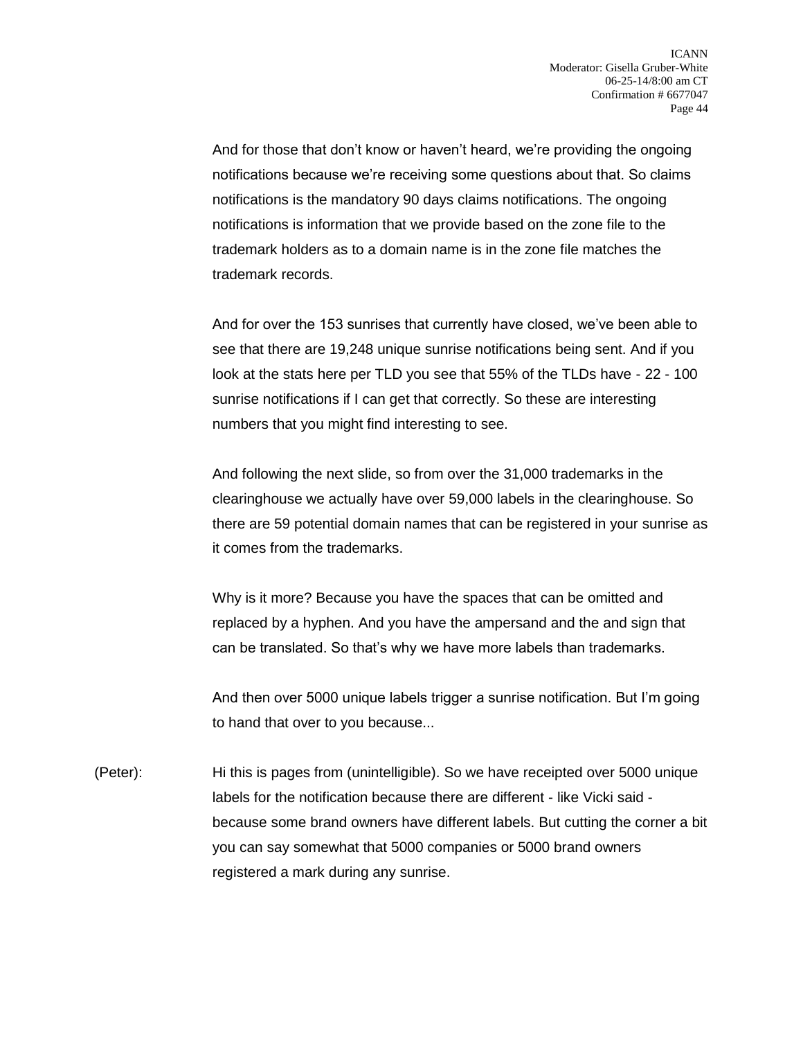And for those that don't know or haven't heard, we're providing the ongoing notifications because we're receiving some questions about that. So claims notifications is the mandatory 90 days claims notifications. The ongoing notifications is information that we provide based on the zone file to the trademark holders as to a domain name is in the zone file matches the trademark records.

And for over the 153 sunrises that currently have closed, we've been able to see that there are 19,248 unique sunrise notifications being sent. And if you look at the stats here per TLD you see that 55% of the TLDs have - 22 - 100 sunrise notifications if I can get that correctly. So these are interesting numbers that you might find interesting to see.

And following the next slide, so from over the 31,000 trademarks in the clearinghouse we actually have over 59,000 labels in the clearinghouse. So there are 59 potential domain names that can be registered in your sunrise as it comes from the trademarks.

Why is it more? Because you have the spaces that can be omitted and replaced by a hyphen. And you have the ampersand and the and sign that can be translated. So that's why we have more labels than trademarks.

And then over 5000 unique labels trigger a sunrise notification. But I'm going to hand that over to you because...

(Peter): Hi this is pages from (unintelligible). So we have receipted over 5000 unique labels for the notification because there are different - like Vicki said - because some brand owners have different labels. But cutting the corner a bit you can say somewhat that 5000 companies or 5000 brand owners registered a mark during any sunrise.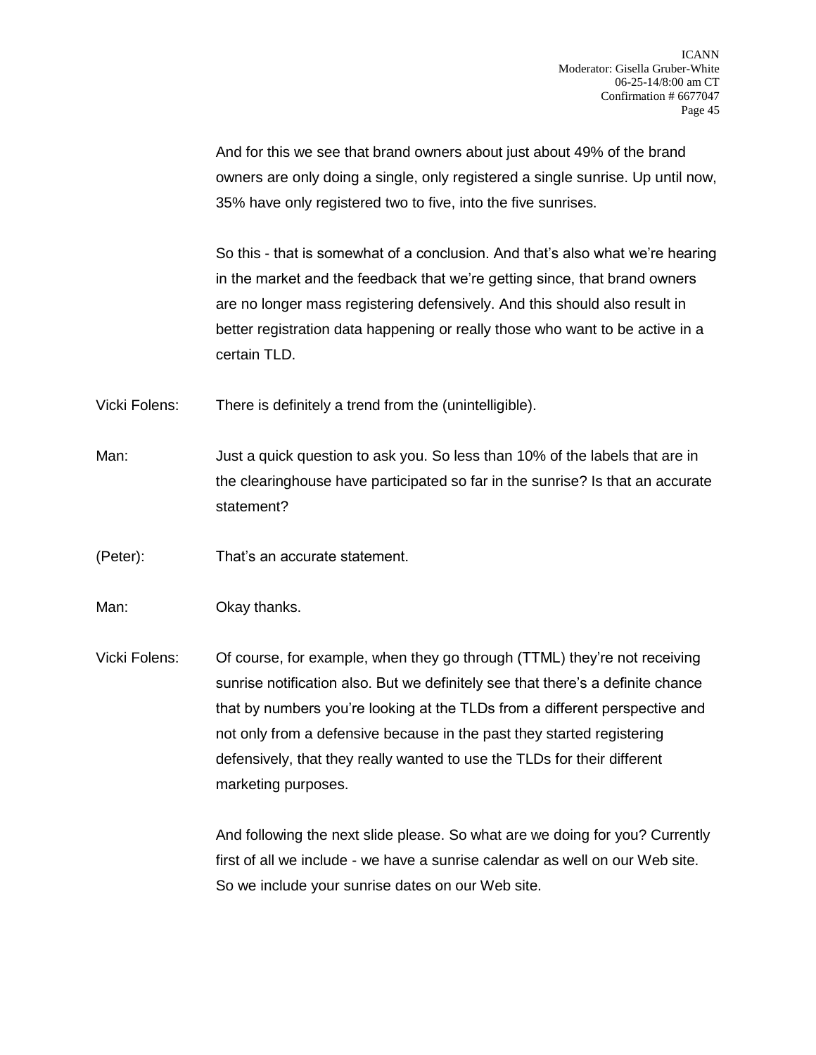And for this we see that brand owners about just about 49% of the brand owners are only doing a single, only registered a single sunrise. Up until now, 35% have only registered two to five, into the five sunrises.

So this - that is somewhat of a conclusion. And that's also what we're hearing in the market and the feedback that we're getting since, that brand owners are no longer mass registering defensively. And this should also result in better registration data happening or really those who want to be active in a certain TLD.

Vicki Folens: There is definitely a trend from the (unintelligible).

Man: Just a quick question to ask you. So less than 10% of the labels that are in the clearinghouse have participated so far in the sunrise? Is that an accurate statement?

(Peter): That's an accurate statement.

Man: Okay thanks.

Vicki Folens: Of course, for example, when they go through (TTML) they're not receiving sunrise notification also. But we definitely see that there's a definite chance that by numbers you're looking at the TLDs from a different perspective and not only from a defensive because in the past they started registering defensively, that they really wanted to use the TLDs for their different marketing purposes.

And following the next slide please. So what are we doing for you? Currently first of all we include - we have a sunrise calendar as well on our Web site. So we include your sunrise dates on our Web site.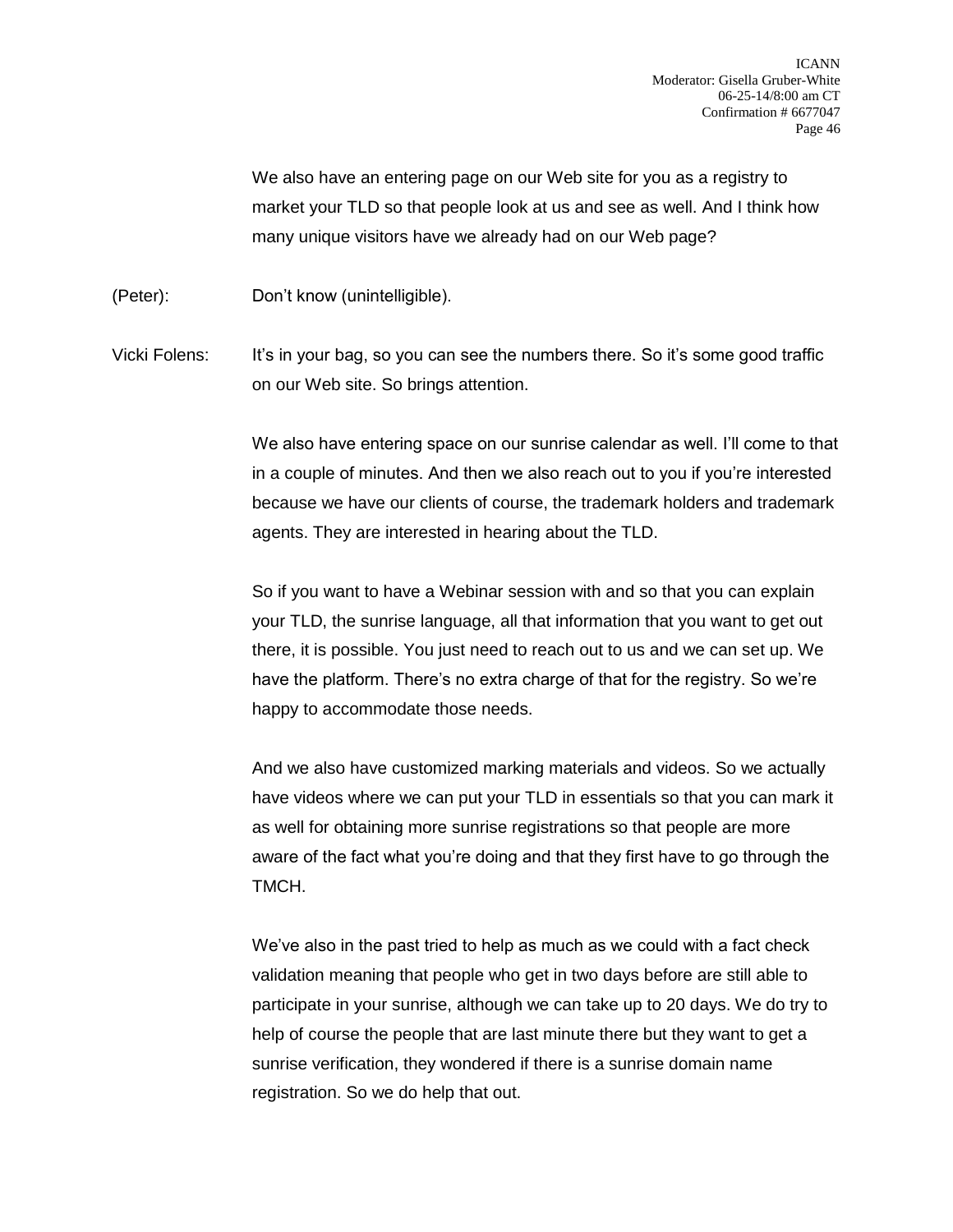We also have an entering page on our Web site for you as a registry to market your TLD so that people look at us and see as well. And I think how many unique visitors have we already had on our Web page?

(Peter): Don't know (unintelligible).

Vicki Folens: It's in your bag, so you can see the numbers there. So it's some good traffic on our Web site. So brings attention.

We also have entering space on our sunrise calendar as well. I'll come to that in a couple of minutes. And then we also reach out to you if you're interested because we have our clients of course, the trademark holders and trademark agents. They are interested in hearing about the TLD.

So if you want to have a Webinar session with and so that you can explain your TLD, the sunrise language, all that information that you want to get out there, it is possible. You just need to reach out to us and we can set up. We have the platform. There's no extra charge of that for the registry. So we're happy to accommodate those needs.

And we also have customized marking materials and videos. So we actually have videos where we can put your TLD in essentials so that you can mark it as well for obtaining more sunrise registrations so that people are more aware of the fact what you're doing and that they first have to go through the TMCH.

We've also in the past tried to help as much as we could with a fact check validation meaning that people who get in two days before are still able to participate in your sunrise, although we can take up to 20 days. We do try to help of course the people that are last minute there but they want to get a sunrise verification, they wondered if there is a sunrise domain name registration. So we do help that out.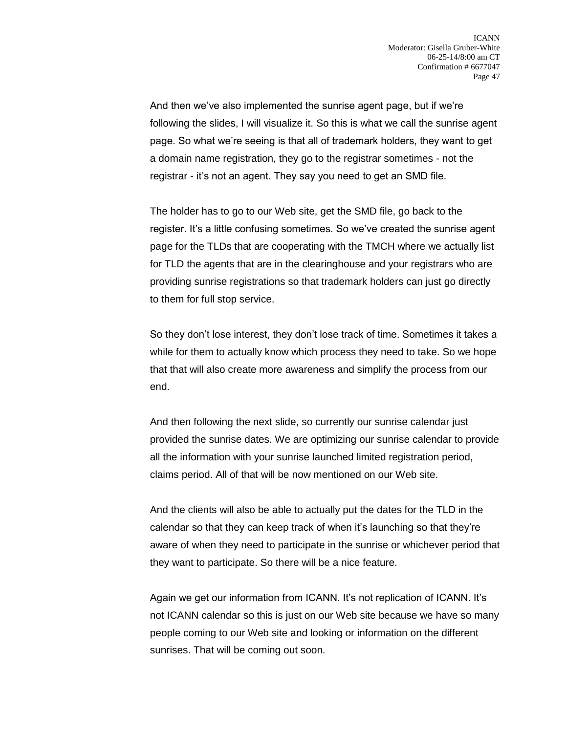And then we've also implemented the sunrise agent page, but if we're following the slides, I will visualize it. So this is what we call the sunrise agent page. So what we're seeing is that all of trademark holders, they want to get a domain name registration, they go to the registrar sometimes - not the registrar - it's not an agent. They say you need to get an SMD file.

The holder has to go to our Web site, get the SMD file, go back to the register. It's a little confusing sometimes. So we've created the sunrise agent page for the TLDs that are cooperating with the TMCH where we actually list for TLD the agents that are in the clearinghouse and your registrars who are providing sunrise registrations so that trademark holders can just go directly to them for full stop service.

So they don't lose interest, they don't lose track of time. Sometimes it takes a while for them to actually know which process they need to take. So we hope that that will also create more awareness and simplify the process from our end.

And then following the next slide, so currently our sunrise calendar just provided the sunrise dates. We are optimizing our sunrise calendar to provide all the information with your sunrise launched limited registration period, claims period. All of that will be now mentioned on our Web site.

And the clients will also be able to actually put the dates for the TLD in the calendar so that they can keep track of when it's launching so that they're aware of when they need to participate in the sunrise or whichever period that they want to participate. So there will be a nice feature.

Again we get our information from ICANN. It's not replication of ICANN. It's not ICANN calendar so this is just on our Web site because we have so many people coming to our Web site and looking or information on the different sunrises. That will be coming out soon.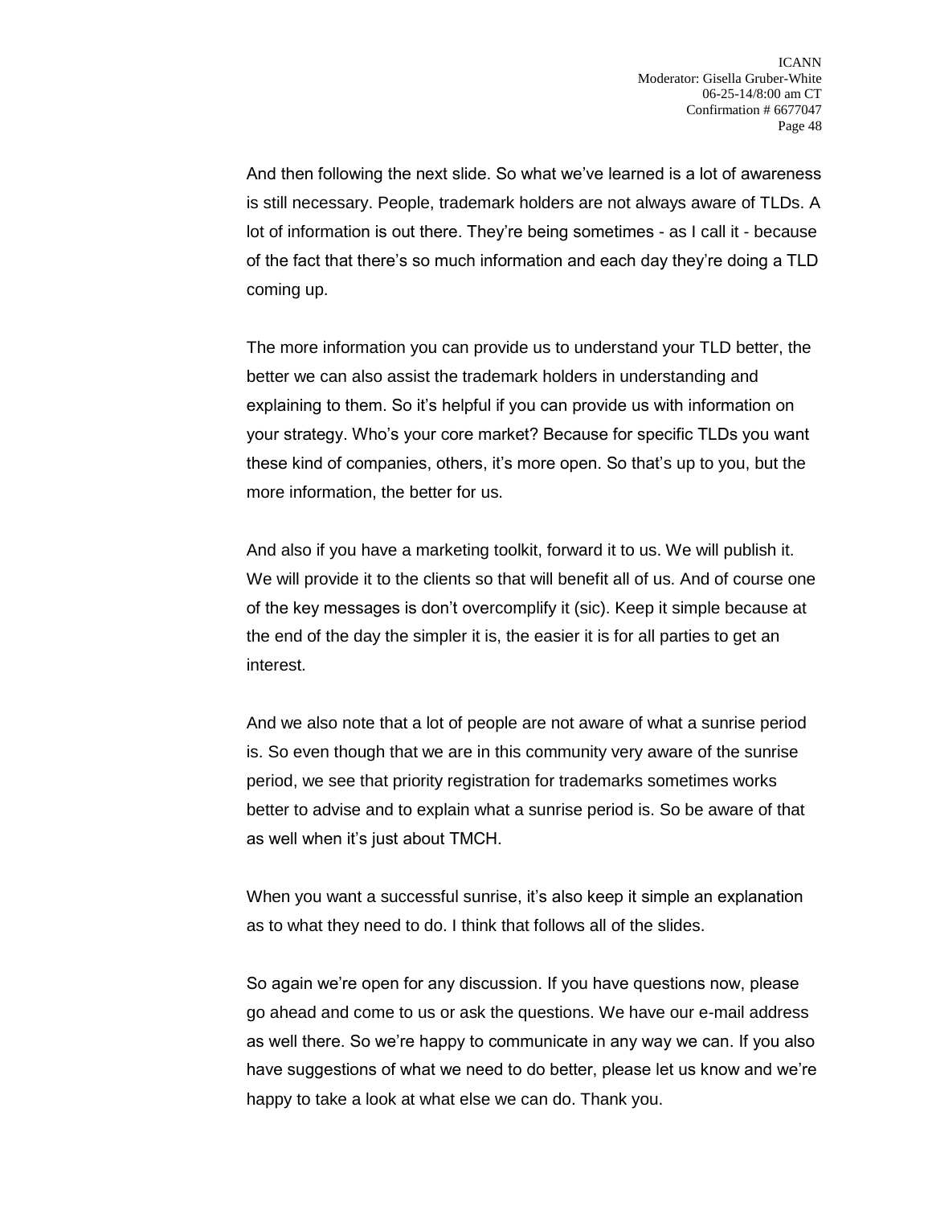And then following the next slide. So what we've learned is a lot of awareness is still necessary. People, trademark holders are not always aware of TLDs. A lot of information is out there. They're being sometimes - as I call it - because of the fact that there's so much information and each day they're doing a TLD coming up.

The more information you can provide us to understand your TLD better, the better we can also assist the trademark holders in understanding and explaining to them. So it's helpful if you can provide us with information on your strategy. Who's your core market? Because for specific TLDs you want these kind of companies, others, it's more open. So that's up to you, but the more information, the better for us.

And also if you have a marketing toolkit, forward it to us. We will publish it. We will provide it to the clients so that will benefit all of us. And of course one of the key messages is don't overcomplify it (sic). Keep it simple because at the end of the day the simpler it is, the easier it is for all parties to get an interest.

And we also note that a lot of people are not aware of what a sunrise period is. So even though that we are in this community very aware of the sunrise period, we see that priority registration for trademarks sometimes works better to advise and to explain what a sunrise period is. So be aware of that as well when it's just about TMCH.

When you want a successful sunrise, it's also keep it simple an explanation as to what they need to do. I think that follows all of the slides.

So again we're open for any discussion. If you have questions now, please go ahead and come to us or ask the questions. We have our e-mail address as well there. So we're happy to communicate in any way we can. If you also have suggestions of what we need to do better, please let us know and we're happy to take a look at what else we can do. Thank you.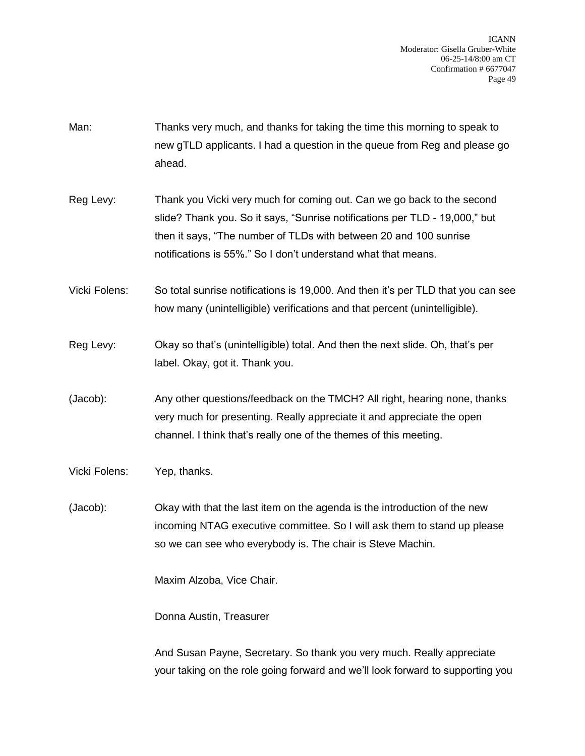Man: Thanks very much, and thanks for taking the time this morning to speak to new gTLD applicants. I had a question in the queue from Reg and please go ahead.

Reg Levy: Thank you Vicki very much for coming out. Can we go back to the second slide? Thank you. So it says, "Sunrise notifications per TLD - 19,000," but then it says, "The number of TLDs with between 20 and 100 sunrise notifications is 55%." So I don't understand what that means.

Vicki Folens: So total sunrise notifications is 19,000. And then it's per TLD that you can see how many (unintelligible) verifications and that percent (unintelligible).

Reg Levy: Okay so that's (unintelligible) total. And then the next slide. Oh, that's per label. Okay, got it. Thank you.

(Jacob): Any other questions/feedback on the TMCH? All right, hearing none, thanks very much for presenting. Really appreciate it and appreciate the open channel. I think that's really one of the themes of this meeting.

Vicki Folens: Yep, thanks.

(Jacob): Okay with that the last item on the agenda is the introduction of the new incoming NTAG executive committee. So I will ask them to stand up please so we can see who everybody is. The chair is Steve Machin.

Maxim Alzoba, Vice Chair.

Donna Austin, Treasurer

And Susan Payne, Secretary. So thank you very much. Really appreciate your taking on the role going forward and we'll look forward to supporting you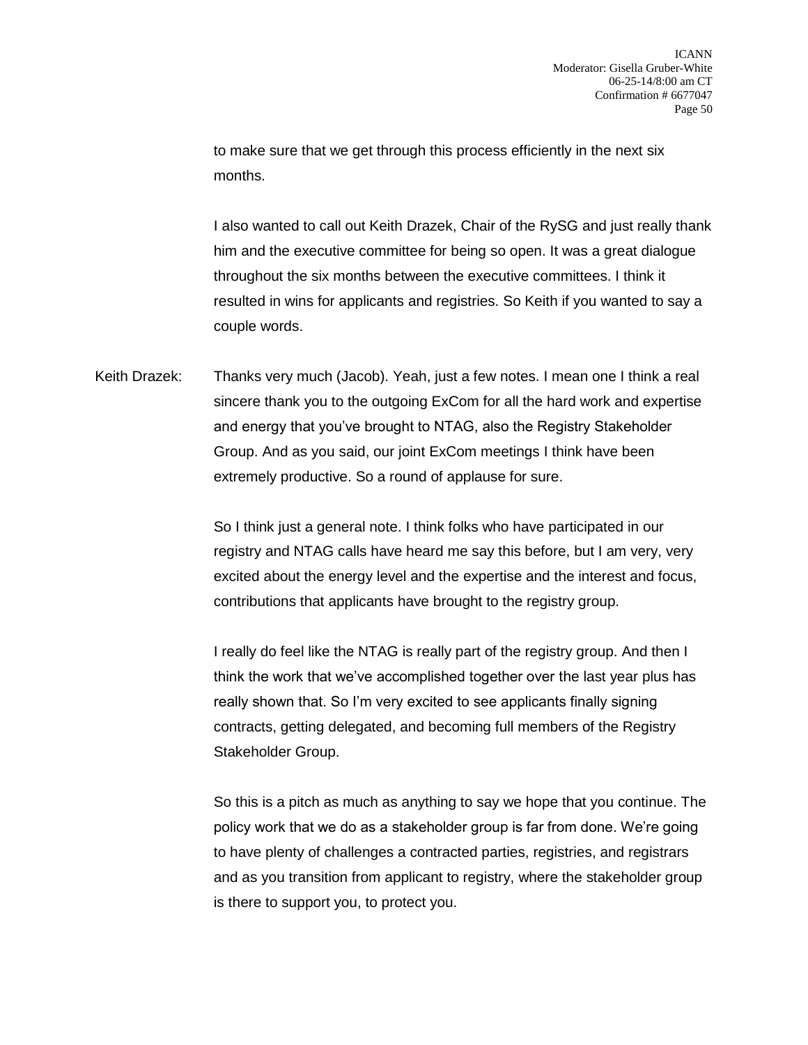to make sure that we get through this process efficiently in the next six months.

I also wanted to call out Keith Drazek, Chair of the RySG and just really thank him and the executive committee for being so open. It was a great dialogue throughout the six months between the executive committees. I think it resulted in wins for applicants and registries. So Keith if you wanted to say a couple words.

Keith Drazek: Thanks very much (Jacob). Yeah, just a few notes. I mean one I think a real sincere thank you to the outgoing ExCom for all the hard work and expertise and energy that you've brought to NTAG, also the Registry Stakeholder Group. And as you said, our joint ExCom meetings I think have been extremely productive. So a round of applause for sure.

So I think just a general note. I think folks who have participated in our registry and NTAG calls have heard me say this before, but I am very, very excited about the energy level and the expertise and the interest and focus, contributions that applicants have brought to the registry group.

I really do feel like the NTAG is really part of the registry group. And then I think the work that we've accomplished together over the last year plus has really shown that. So I'm very excited to see applicants finally signing contracts, getting delegated, and becoming full members of the Registry Stakeholder Group.

So this is a pitch as much as anything to say we hope that you continue. The policy work that we do as a stakeholder group is far from done. We're going to have plenty of challenges a contracted parties, registries, and registrars and as you transition from applicant to registry, where the stakeholder group is there to support you, to protect you.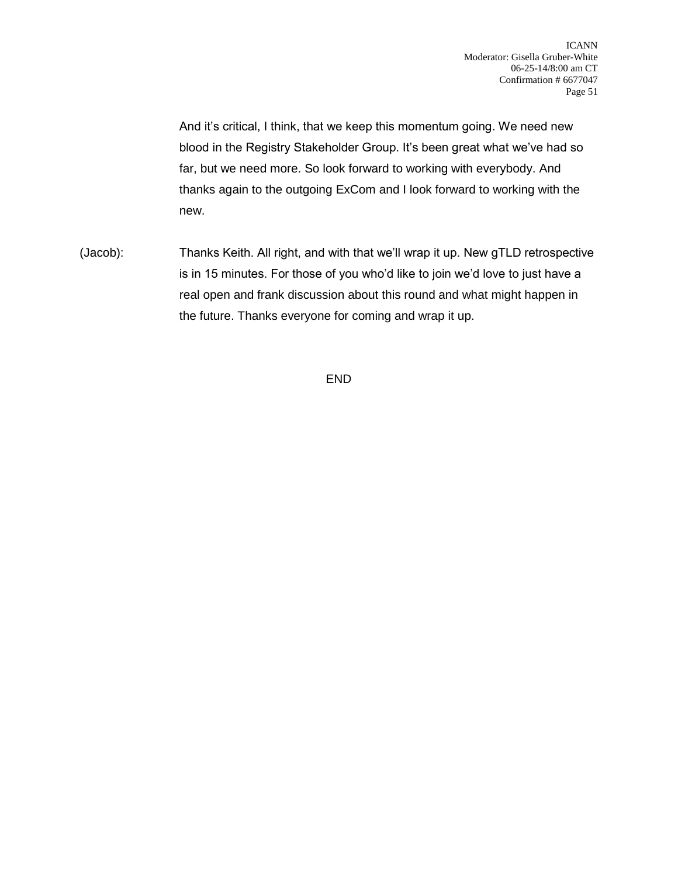And it's critical, I think, that we keep this momentum going. We need new blood in the Registry Stakeholder Group. It's been great what we've had so far, but we need more. So look forward to working with everybody. And thanks again to the outgoing ExCom and I look forward to working with the new.

(Jacob): Thanks Keith. All right, and with that we'll wrap it up. New gTLD retrospective is in 15 minutes. For those of you who'd like to join we'd love to just have a real open and frank discussion about this round and what might happen in the future. Thanks everyone for coming and wrap it up.

END